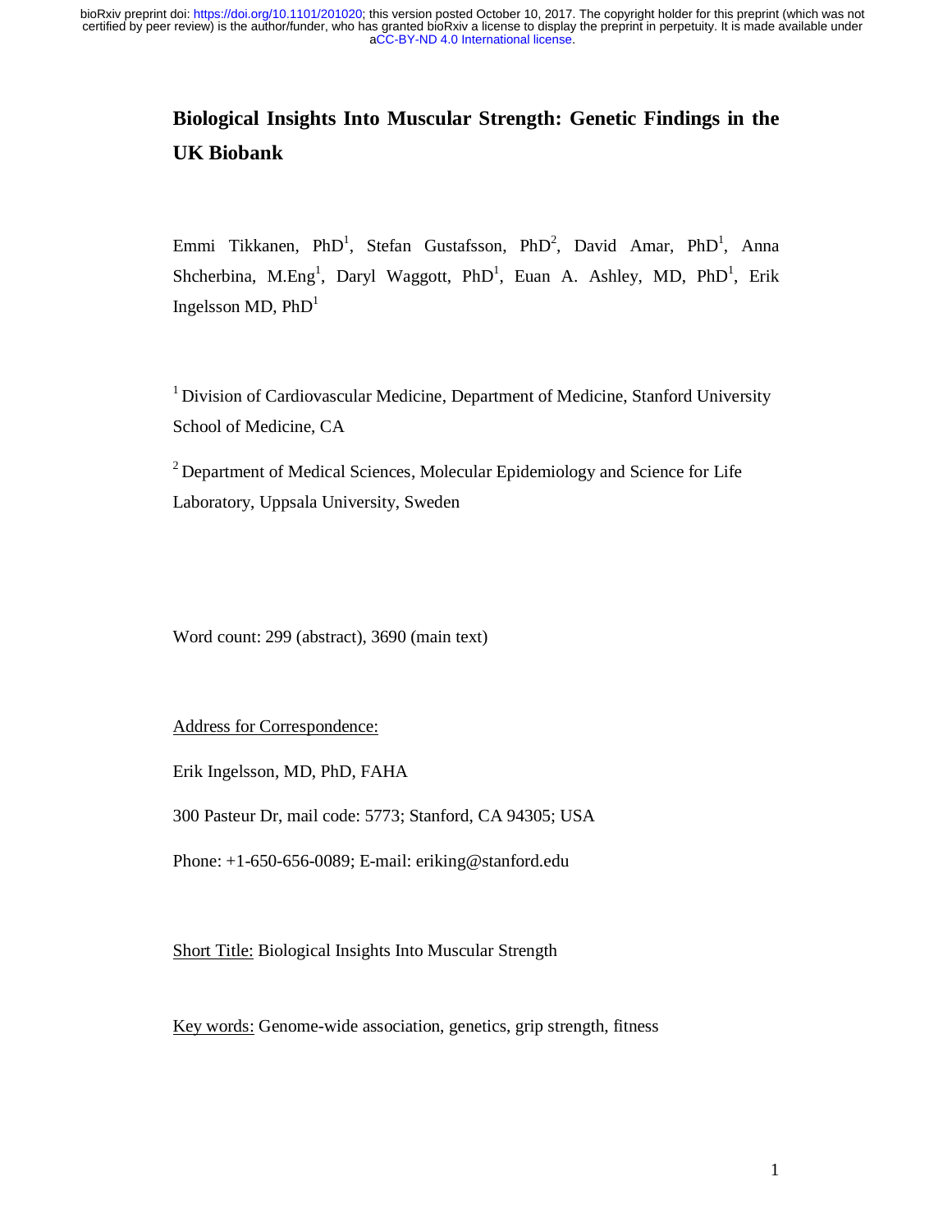# Biological Insights Into Muscular Strength: Genetic Findings in the UK Biobank

Emmi Tikkanen, PhD[1], Stefan Gustafsson, PhD[2], David Amar, PhD[1], Anna Shcherbina, M.Eng[1], Daryl Waggott, PhD[1], Euan A. Ashley, MD, PhD[1], Erik Ingelsson MD, PhD[1]

[1] Division of Cardiovascular Medicine, Department of Medicine, Stanford University School of Medicine, CA

[2] Department of Medical Sciences, Molecular Epidemiology and Science for Life Laboratory, Uppsala University, Sweden

Word count: 299 (abstract), 3690 (main text)

Address for Correspondence:

Erik Ingelsson, MD, PhD, FAHA

300 Pasteur Dr, mail code: 5773; Stanford, CA 94305; USA

Phone: +1-650-656-0089; E-mail: eriking@stanford.edu

Short Title: Biological Insights Into Muscular Strength

Key words: Genome-wide association, genetics, grip strength, fitness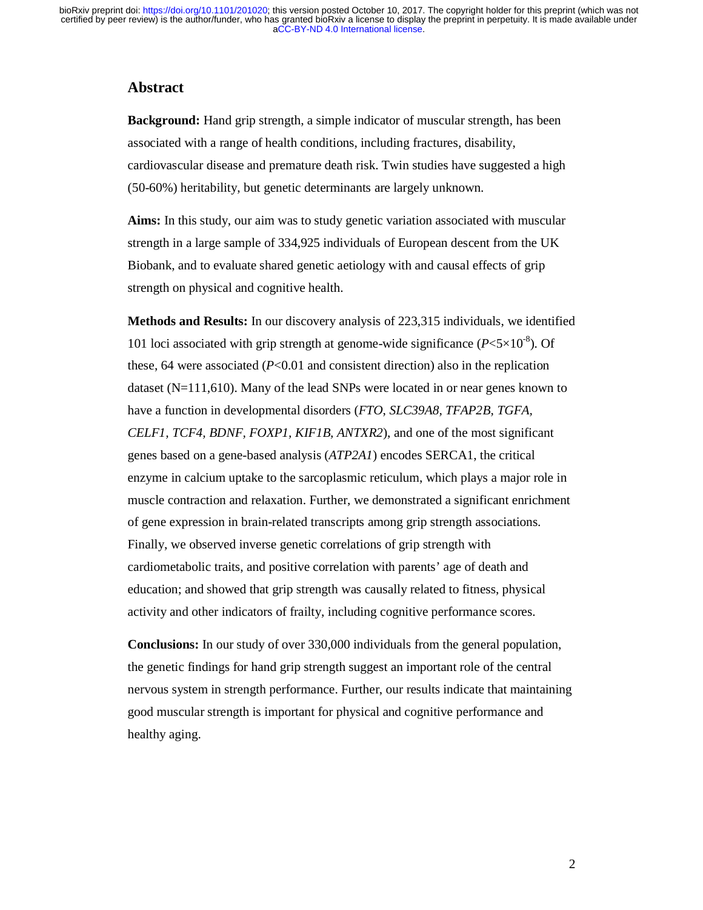## Abstract

**Background:** Hand grip strength, a simple indicator of muscular strength, has been associated with a range of health conditions, including fractures, disability, cardiovascular disease and premature death risk. Twin studies have suggested a high (50-60%) heritability, but genetic determinants are largely unknown.

**Aims:** In this study, our aim was to study genetic variation associated with muscular strength in a large sample of 334,925 individuals of European descent from the UK Biobank, and to evaluate shared genetic aetiology with and causal effects of grip strength on physical and cognitive health.

**Methods and Results:** In our discovery analysis of 223,315 individuals, we identified 101 loci associated with grip strength at genome-wide significance ($P<5\times10^{-8}$). Of these, 64 were associated ($P<0.01$ and consistent direction) also in the replication dataset (N=111,610). Many of the lead SNPs were located in or near genes known to have a function in developmental disorders (*FTO*, *SLC39A8*, *TFAP2B*, *TGFA*, *CELF1*, *TCF4*, *BDNF*, *FOXP1*, *KIF1B*, *ANTXR2*), and one of the most significant genes based on a gene-based analysis (*ATP2A1*) encodes SERCA1, the critical enzyme in calcium uptake to the sarcoplasmic reticulum, which plays a major role in muscle contraction and relaxation. Further, we demonstrated a significant enrichment of gene expression in brain-related transcripts among grip strength associations. Finally, we observed inverse genetic correlations of grip strength with cardiometabolic traits, and positive correlation with parents' age of death and education; and showed that grip strength was causally related to fitness, physical activity and other indicators of frailty, including cognitive performance scores.

**Conclusions:** In our study of over 330,000 individuals from the general population, the genetic findings for hand grip strength suggest an important role of the central nervous system in strength performance. Further, our results indicate that maintaining good muscular strength is important for physical and cognitive performance and healthy aging.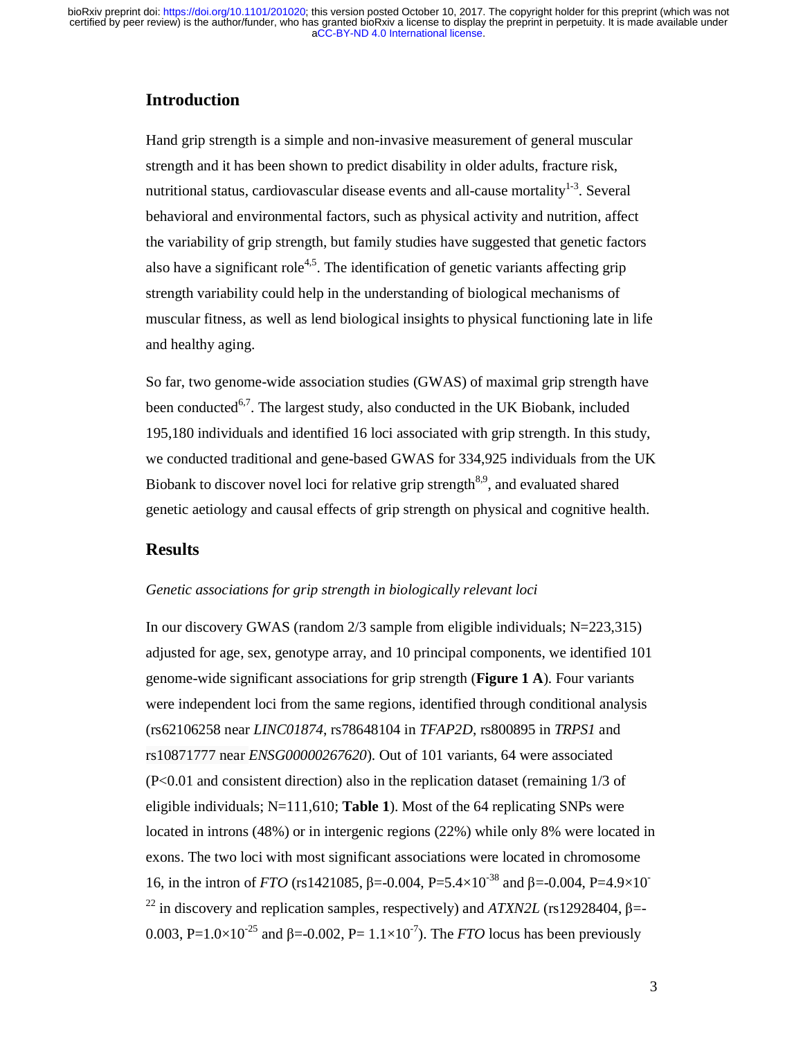## Introduction

Hand grip strength is a simple and non-invasive measurement of general muscular strength and it has been shown to predict disability in older adults, fracture risk, nutritional status, cardiovascular disease events and all-cause mortality[1-3]. Several behavioral and environmental factors, such as physical activity and nutrition, affect the variability of grip strength, but family studies have suggested that genetic factors also have a significant role[4,5]. The identification of genetic variants affecting grip strength variability could help in the understanding of biological mechanisms of muscular fitness, as well as lend biological insights to physical functioning late in life and healthy aging.

So far, two genome-wide association studies (GWAS) of maximal grip strength have been conducted[6,7]. The largest study, also conducted in the UK Biobank, included 195,180 individuals and identified 16 loci associated with grip strength. In this study, we conducted traditional and gene-based GWAS for 334,925 individuals from the UK Biobank to discover novel loci for relative grip strength[8,9], and evaluated shared genetic aetiology and causal effects of grip strength on physical and cognitive health.

## Results

*Genetic associations for grip strength in biologically relevant loci*

In our discovery GWAS (random 2/3 sample from eligible individuals; N=223,315) adjusted for age, sex, genotype array, and 10 principal components, we identified 101 genome-wide significant associations for grip strength (**Figure 1 A**). Four variants were independent loci from the same regions, identified through conditional analysis (rs62106258 near *LINC01874*, rs78648104 in *TFAP2D*, rs800895 in *TRPS1* and rs10871777 near *ENSG00000267620*). Out of 101 variants, 64 were associated ($P<0.01$ and consistent direction) also in the replication dataset (remaining 1/3 of eligible individuals; N=111,610; **Table 1**). Most of the 64 replicating SNPs were located in introns (48%) or in intergenic regions (22%) while only 8% were located in exons. The two loci with most significant associations were located in chromosome 16, in the intron of *FTO* (rs1421085, $\beta=-0.004$, $P=5.4\times10^{-38}$ and $\beta=-0.004$, $P=4.9\times10^{-22}$ in discovery and replication samples, respectively) and *ATXN2L* (rs12928404, $\beta=-0.003$, $P=1.0\times10^{-25}$ and $\beta=-0.002$, $P=1.1\times10^{-7}$). The *FTO* locus has been previously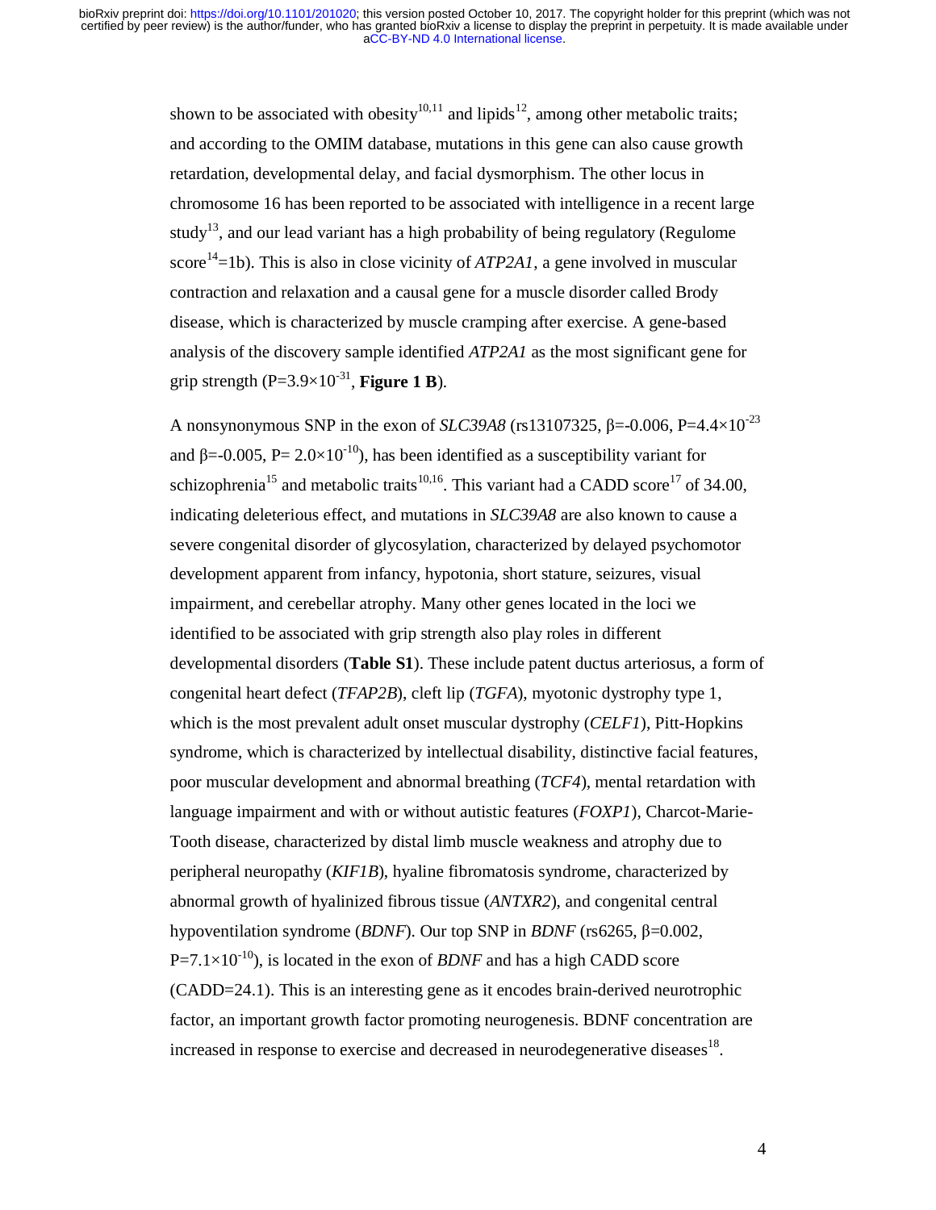shown to be associated with obesity[10,11] and lipids[12], among other metabolic traits; and according to the OMIM database, mutations in this gene can also cause growth retardation, developmental delay, and facial dysmorphism. The other locus in chromosome 16 has been reported to be associated with intelligence in a recent large study[13], and our lead variant has a high probability of being regulatory (Regulome score[14]=1b). This is also in close vicinity of *ATP2A1*, a gene involved in muscular contraction and relaxation and a causal gene for a muscle disorder called Brody disease, which is characterized by muscle cramping after exercise. A gene-based analysis of the discovery sample identified *ATP2A1* as the most significant gene for grip strength ($P=3.9\times10^{-31}$, **Figure 1 B**).

A nonsynonymous SNP in the exon of *SLC39A8* (rs13107325, $\beta=-0.006$, $P=4.4\times10^{-23}$ and $\beta=-0.005$, $P= 2.0\times10^{-10}$), has been identified as a susceptibility variant for schizophrenia[15] and metabolic traits[10,16]. This variant had a CADD score[17] of 34.00, indicating deleterious effect, and mutations in *SLC39A8* are also known to cause a severe congenital disorder of glycosylation, characterized by delayed psychomotor development apparent from infancy, hypotonia, short stature, seizures, visual impairment, and cerebellar atrophy. Many other genes located in the loci we identified to be associated with grip strength also play roles in different developmental disorders (**Table S1**). These include patent ductus arteriosus, a form of congenital heart defect (*TFAP2B*), cleft lip (*TGFA*), myotonic dystrophy type 1, which is the most prevalent adult onset muscular dystrophy (*CELF1*), Pitt-Hopkins syndrome, which is characterized by intellectual disability, distinctive facial features, poor muscular development and abnormal breathing (*TCF4*), mental retardation with language impairment and with or without autistic features (*FOXP1*), Charcot-Marie-Tooth disease, characterized by distal limb muscle weakness and atrophy due to peripheral neuropathy (*KIF1B*), hyaline fibromatosis syndrome, characterized by abnormal growth of hyalinized fibrous tissue (*ANTXR2*), and congenital central hypoventilation syndrome (*BDNF*). Our top SNP in *BDNF* (rs6265, $\beta=0.002$, $P=7.1\times10^{-10}$), is located in the exon of *BDNF* and has a high CADD score (CADD=24.1). This is an interesting gene as it encodes brain-derived neurotrophic factor, an important growth factor promoting neurogenesis. BDNF concentration are increased in response to exercise and decreased in neurodegenerative diseases[18].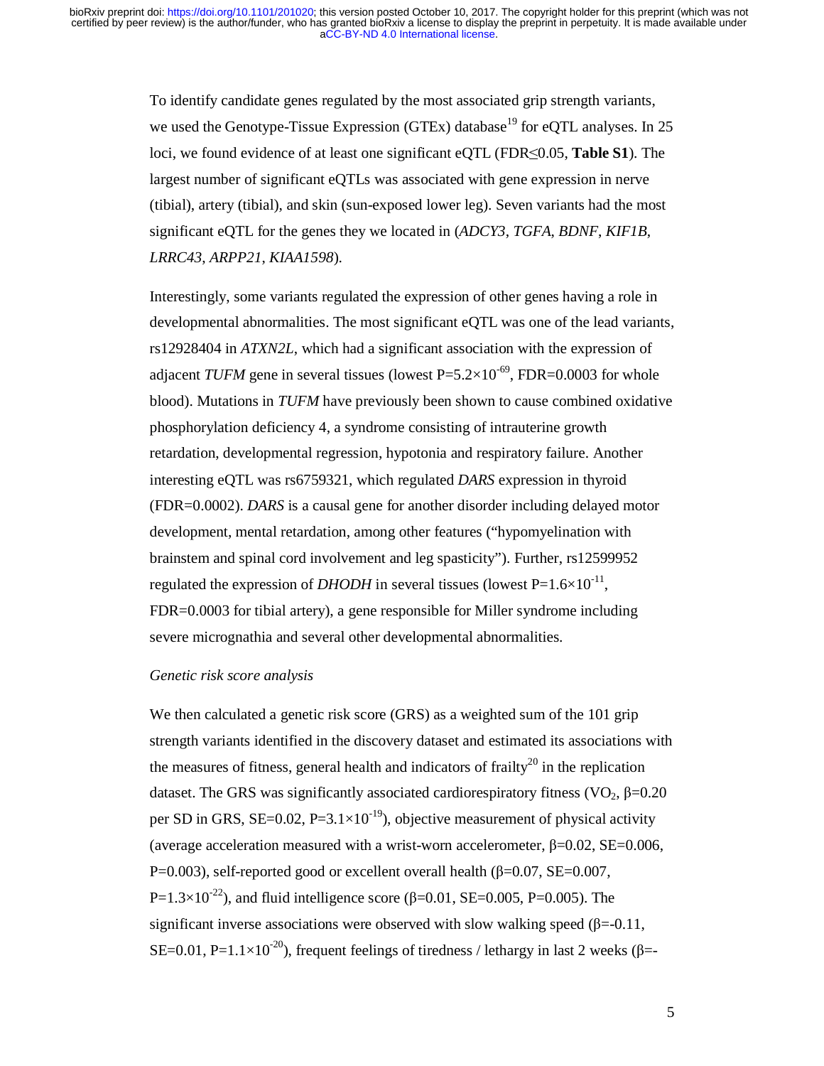To identify candidate genes regulated by the most associated grip strength variants, we used the Genotype-Tissue Expression (GTEx) database[19] for eQTL analyses. In 25 loci, we found evidence of at least one significant eQTL (FDR≤0.05, **Table S1**). The largest number of significant eQTLs was associated with gene expression in nerve (tibial), artery (tibial), and skin (sun-exposed lower leg). Seven variants had the most significant eQTL for the genes they we located in (*ADCY3*, *TGFA*, *BDNF*, *KIF1B*, *LRRC43*, *ARPP21*, *KIAA1598*).

Interestingly, some variants regulated the expression of other genes having a role in developmental abnormalities. The most significant eQTL was one of the lead variants, rs12928404 in *ATXN2L*, which had a significant association with the expression of adjacent *TUFM* gene in several tissues (lowest $P=5.2\times10^{-69}$, FDR=0.0003 for whole blood). Mutations in *TUFM* have previously been shown to cause combined oxidative phosphorylation deficiency 4, a syndrome consisting of intrauterine growth retardation, developmental regression, hypotonia and respiratory failure. Another interesting eQTL was rs6759321, which regulated *DARS* expression in thyroid (FDR=0.0002). *DARS* is a causal gene for another disorder including delayed motor development, mental retardation, among other features ("hypomyelination with brainstem and spinal cord involvement and leg spasticity"). Further, rs12599952 regulated the expression of *DHODH* in several tissues (lowest $P=1.6\times10^{-11}$, FDR=0.0003 for tibial artery), a gene responsible for Miller syndrome including severe micrognathia and several other developmental abnormalities.

*Genetic risk score analysis*

We then calculated a genetic risk score (GRS) as a weighted sum of the 101 grip strength variants identified in the discovery dataset and estimated its associations with the measures of fitness, general health and indicators of frailty[20] in the replication dataset. The GRS was significantly associated cardiorespiratory fitness ($VO_2$, $\beta=0.20$ per SD in GRS, SE=0.02, $P=3.1\times10^{-19}$), objective measurement of physical activity (average acceleration measured with a wrist-worn accelerometer, $\beta=0.02$, SE=0.006, P=0.003), self-reported good or excellent overall health ($\beta=0.07$, SE=0.007, $P=1.3\times10^{-22}$), and fluid intelligence score ($\beta=0.01$, SE=0.005, P=0.005). The significant inverse associations were observed with slow walking speed ($\beta=-0.11$, SE=0.01, $P=1.1\times10^{-20}$), frequent feelings of tiredness / lethargy in last 2 weeks (β=-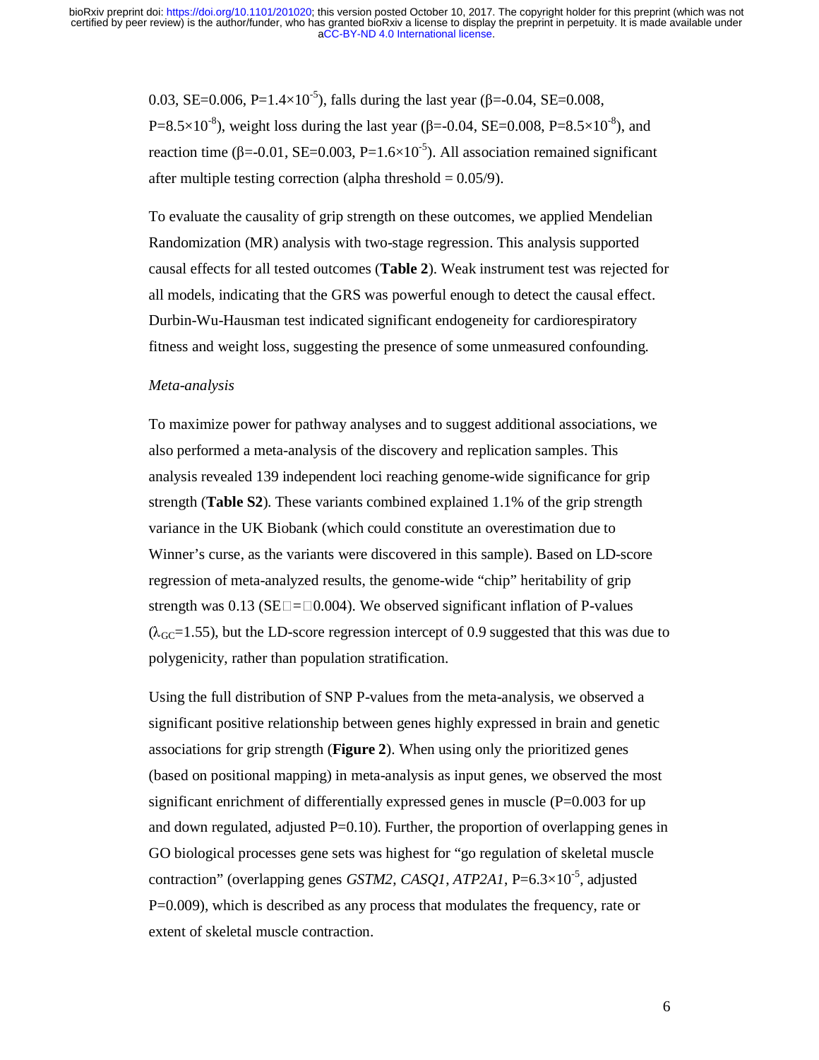0.03, SE=0.006, P=$1.4\times10^{-5}$), falls during the last year (β=-0.04, SE=0.008, P=$8.5\times10^{-8}$), weight loss during the last year (β=-0.04, SE=0.008, P=$8.5\times10^{-8}$), and reaction time (β=-0.01, SE=0.003, P=$1.6\times10^{-5}$). All association remained significant after multiple testing correction (alpha threshold = 0.05/9).

To evaluate the causality of grip strength on these outcomes, we applied Mendelian Randomization (MR) analysis with two-stage regression. This analysis supported causal effects for all tested outcomes (**Table 2**). Weak instrument test was rejected for all models, indicating that the GRS was powerful enough to detect the causal effect. Durbin-Wu-Hausman test indicated significant endogeneity for cardiorespiratory fitness and weight loss, suggesting the presence of some unmeasured confounding.

*Meta-analysis*

To maximize power for pathway analyses and to suggest additional associations, we also performed a meta-analysis of the discovery and replication samples. This analysis revealed 139 independent loci reaching genome-wide significance for grip strength (**Table S2**). These variants combined explained 1.1% of the grip strength variance in the UK Biobank (which could constitute an overestimation due to Winner's curse, as the variants were discovered in this sample). Based on LD-score regression of meta-analyzed results, the genome-wide "chip" heritability of grip strength was 0.13 (SE = 0.004). We observed significant inflation of P-values ($\lambda_{GC}$=1.55), but the LD-score regression intercept of 0.9 suggested that this was due to polygenicity, rather than population stratification.

Using the full distribution of SNP P-values from the meta-analysis, we observed a significant positive relationship between genes highly expressed in brain and genetic associations for grip strength (**Figure 2**). When using only the prioritized genes (based on positional mapping) in meta-analysis as input genes, we observed the most significant enrichment of differentially expressed genes in muscle (P=0.003 for up and down regulated, adjusted P=0.10). Further, the proportion of overlapping genes in GO biological processes gene sets was highest for "go regulation of skeletal muscle contraction" (overlapping genes *GSTM2*, *CASQ1*, *ATP2A1*, P=$6.3\times10^{-5}$, adjusted P=0.009), which is described as any process that modulates the frequency, rate or extent of skeletal muscle contraction.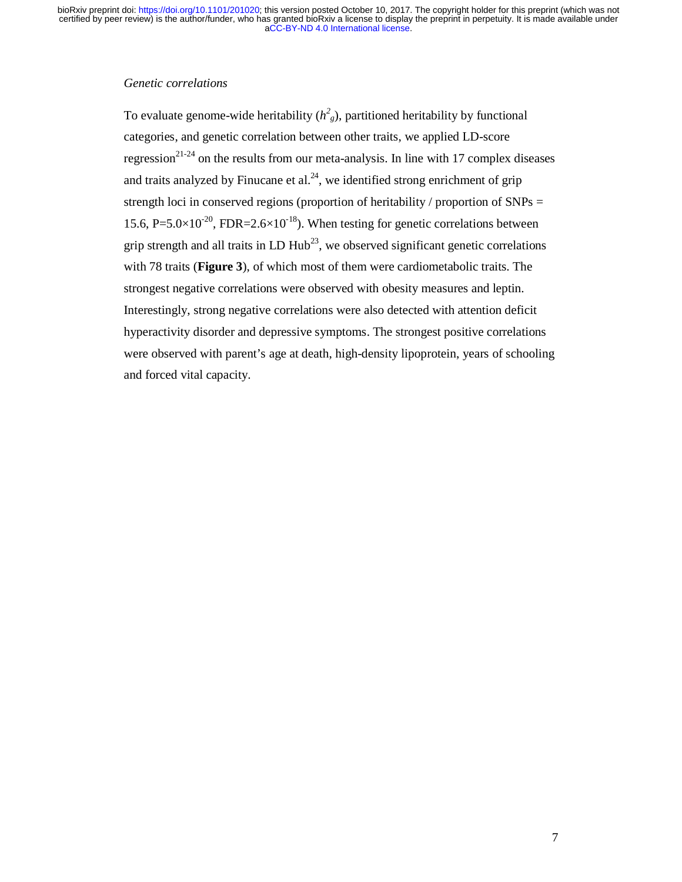*Genetic correlations*

To evaluate genome-wide heritability ($h^2_g$), partitioned heritability by functional categories, and genetic correlation between other traits, we applied LD-score regression[21-24] on the results from our meta-analysis. In line with 17 complex diseases and traits analyzed by Finucane et al.[24], we identified strong enrichment of grip strength loci in conserved regions (proportion of heritability / proportion of SNPs = 15.6, P=$5.0\times10^{-20}$, FDR=$2.6\times10^{-18}$). When testing for genetic correlations between grip strength and all traits in LD Hub[23], we observed significant genetic correlations with 78 traits (**Figure 3**), of which most of them were cardiometabolic traits. The strongest negative correlations were observed with obesity measures and leptin. Interestingly, strong negative correlations were also detected with attention deficit hyperactivity disorder and depressive symptoms. The strongest positive correlations were observed with parent's age at death, high-density lipoprotein, years of schooling and forced vital capacity.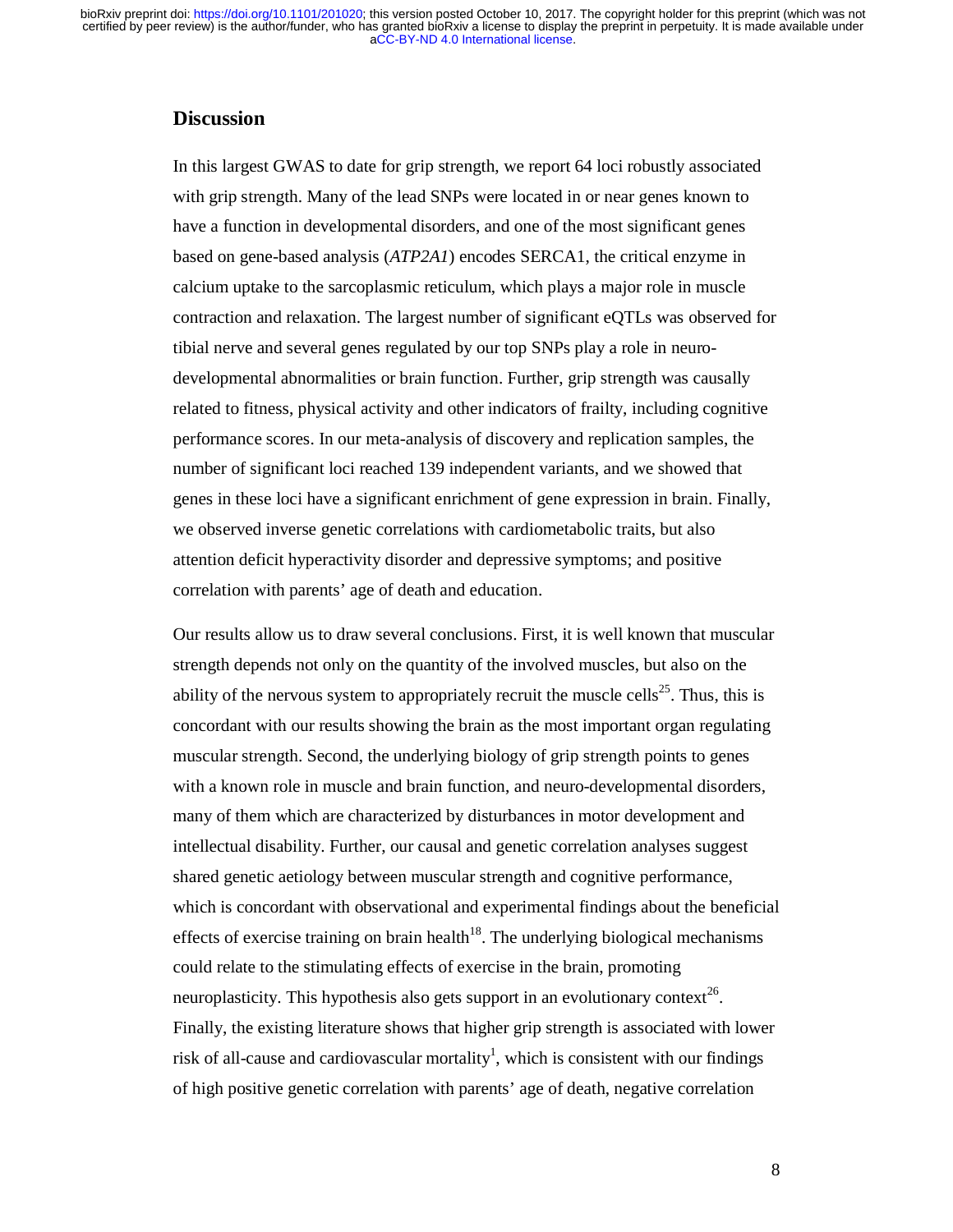## Discussion

In this largest GWAS to date for grip strength, we report 64 loci robustly associated with grip strength. Many of the lead SNPs were located in or near genes known to have a function in developmental disorders, and one of the most significant genes based on gene-based analysis (*ATP2A1*) encodes SERCA1, the critical enzyme in calcium uptake to the sarcoplasmic reticulum, which plays a major role in muscle contraction and relaxation. The largest number of significant eQTLs was observed for tibial nerve and several genes regulated by our top SNPs play a role in neuro-developmental abnormalities or brain function. Further, grip strength was causally related to fitness, physical activity and other indicators of frailty, including cognitive performance scores. In our meta-analysis of discovery and replication samples, the number of significant loci reached 139 independent variants, and we showed that genes in these loci have a significant enrichment of gene expression in brain. Finally, we observed inverse genetic correlations with cardiometabolic traits, but also attention deficit hyperactivity disorder and depressive symptoms; and positive correlation with parents' age of death and education.

Our results allow us to draw several conclusions. First, it is well known that muscular strength depends not only on the quantity of the involved muscles, but also on the ability of the nervous system to appropriately recruit the muscle cells[25]. Thus, this is concordant with our results showing the brain as the most important organ regulating muscular strength. Second, the underlying biology of grip strength points to genes with a known role in muscle and brain function, and neuro-developmental disorders, many of them which are characterized by disturbances in motor development and intellectual disability. Further, our causal and genetic correlation analyses suggest shared genetic aetiology between muscular strength and cognitive performance, which is concordant with observational and experimental findings about the beneficial effects of exercise training on brain health[18]. The underlying biological mechanisms could relate to the stimulating effects of exercise in the brain, promoting neuroplasticity. This hypothesis also gets support in an evolutionary context[26]. Finally, the existing literature shows that higher grip strength is associated with lower risk of all-cause and cardiovascular mortality[1], which is consistent with our findings of high positive genetic correlation with parents' age of death, negative correlation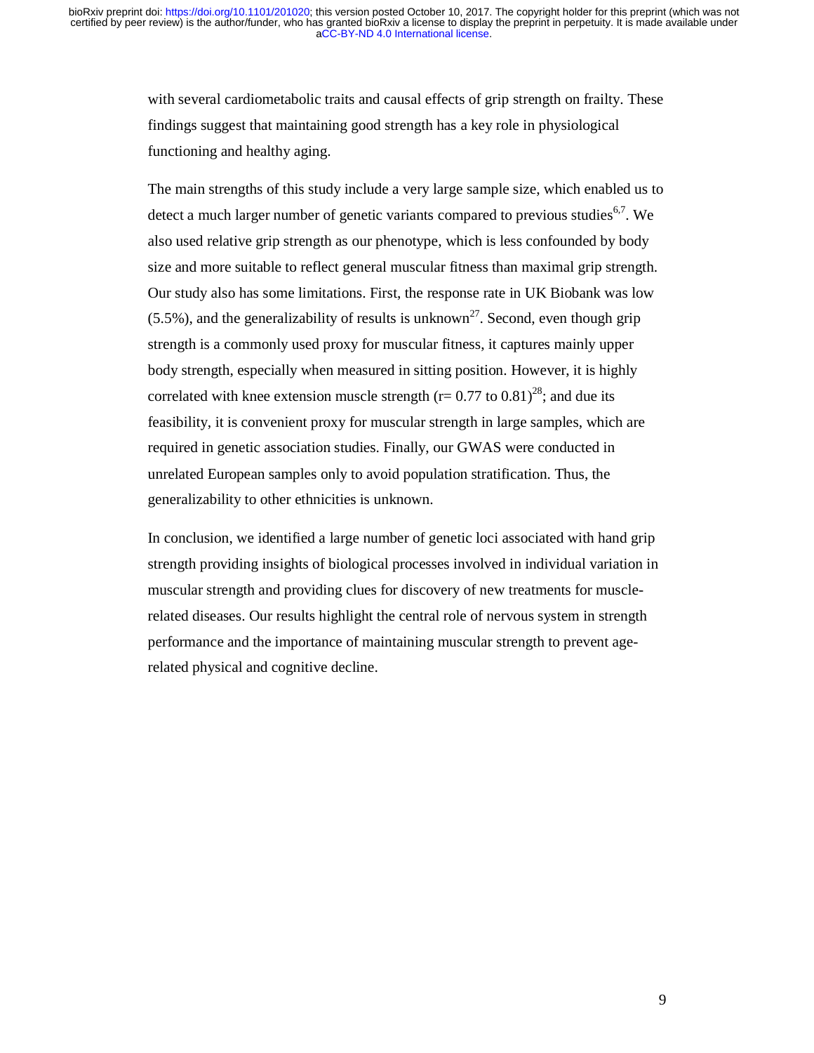with several cardiometabolic traits and causal effects of grip strength on frailty. These findings suggest that maintaining good strength has a key role in physiological functioning and healthy aging.

The main strengths of this study include a very large sample size, which enabled us to detect a much larger number of genetic variants compared to previous studies[6,7]. We also used relative grip strength as our phenotype, which is less confounded by body size and more suitable to reflect general muscular fitness than maximal grip strength. Our study also has some limitations. First, the response rate in UK Biobank was low (5.5%), and the generalizability of results is unknown[27]. Second, even though grip strength is a commonly used proxy for muscular fitness, it captures mainly upper body strength, especially when measured in sitting position. However, it is highly correlated with knee extension muscle strength (r= 0.77 to 0.81)[28]; and due its feasibility, it is convenient proxy for muscular strength in large samples, which are required in genetic association studies. Finally, our GWAS were conducted in unrelated European samples only to avoid population stratification. Thus, the generalizability to other ethnicities is unknown.

In conclusion, we identified a large number of genetic loci associated with hand grip strength providing insights of biological processes involved in individual variation in muscular strength and providing clues for discovery of new treatments for muscle-related diseases. Our results highlight the central role of nervous system in strength performance and the importance of maintaining muscular strength to prevent age-related physical and cognitive decline.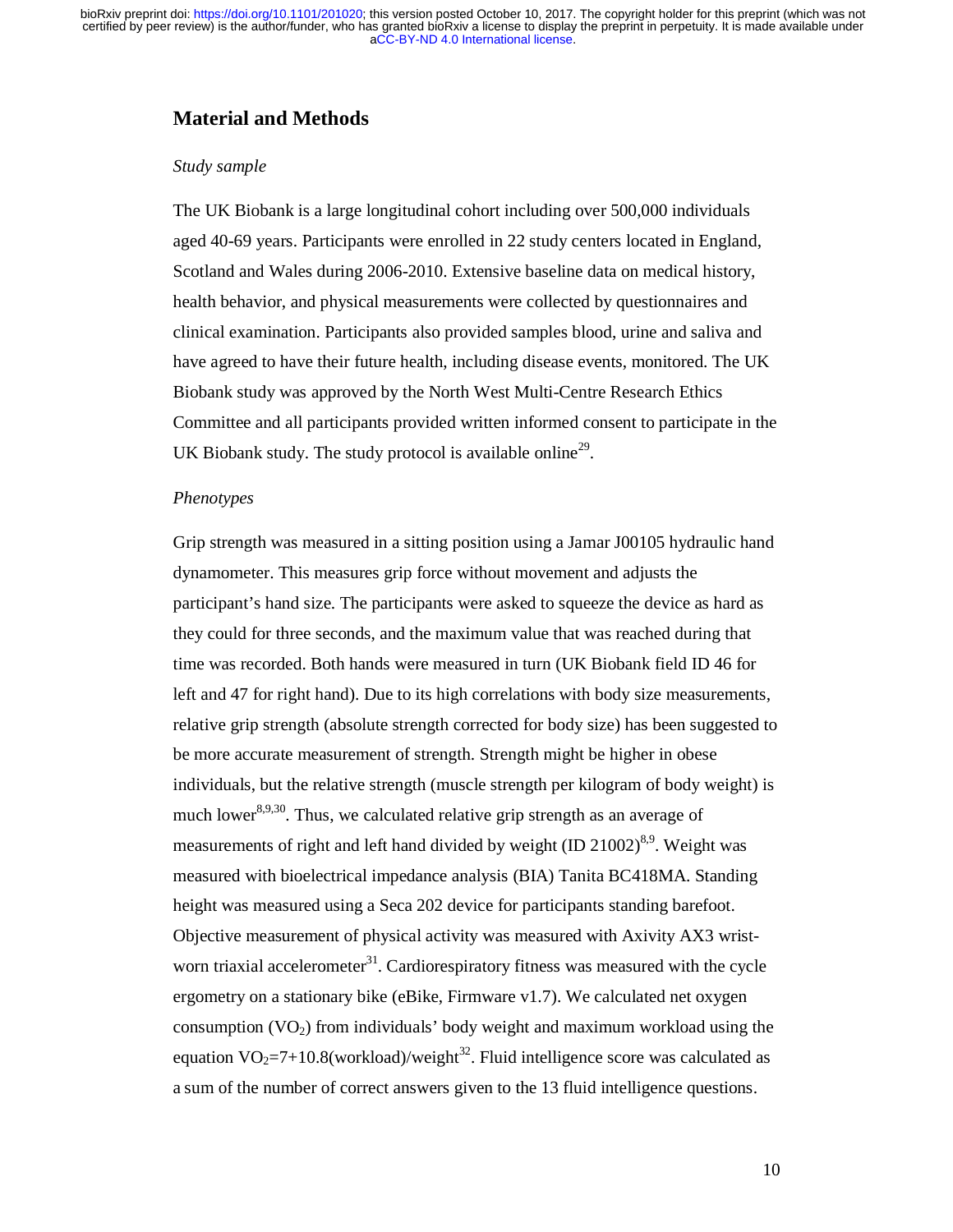## Material and Methods

*Study sample*

The UK Biobank is a large longitudinal cohort including over 500,000 individuals aged 40-69 years. Participants were enrolled in 22 study centers located in England, Scotland and Wales during 2006-2010. Extensive baseline data on medical history, health behavior, and physical measurements were collected by questionnaires and clinical examination. Participants also provided samples blood, urine and saliva and have agreed to have their future health, including disease events, monitored. The UK Biobank study was approved by the North West Multi-Centre Research Ethics Committee and all participants provided written informed consent to participate in the UK Biobank study. The study protocol is available online[29].

*Phenotypes*

Grip strength was measured in a sitting position using a Jamar J00105 hydraulic hand dynamometer. This measures grip force without movement and adjusts the participant's hand size. The participants were asked to squeeze the device as hard as they could for three seconds, and the maximum value that was reached during that time was recorded. Both hands were measured in turn (UK Biobank field ID 46 for left and 47 for right hand). Due to its high correlations with body size measurements, relative grip strength (absolute strength corrected for body size) has been suggested to be more accurate measurement of strength. Strength might be higher in obese individuals, but the relative strength (muscle strength per kilogram of body weight) is much lower[8,9,30]. Thus, we calculated relative grip strength as an average of measurements of right and left hand divided by weight (ID 21002)[8,9]. Weight was measured with bioelectrical impedance analysis (BIA) Tanita BC418MA. Standing height was measured using a Seca 202 device for participants standing barefoot. Objective measurement of physical activity was measured with Axivity AX3 wrist-worn triaxial accelerometer[31]. Cardiorespiratory fitness was measured with the cycle ergometry on a stationary bike (eBike, Firmware v1.7). We calculated net oxygen consumption ($VO_2$) from individuals' body weight and maximum workload using the equation $VO_2=7+10.8(\text{workload})/\text{weight}$[32]. Fluid intelligence score was calculated as a sum of the number of correct answers given to the 13 fluid intelligence questions.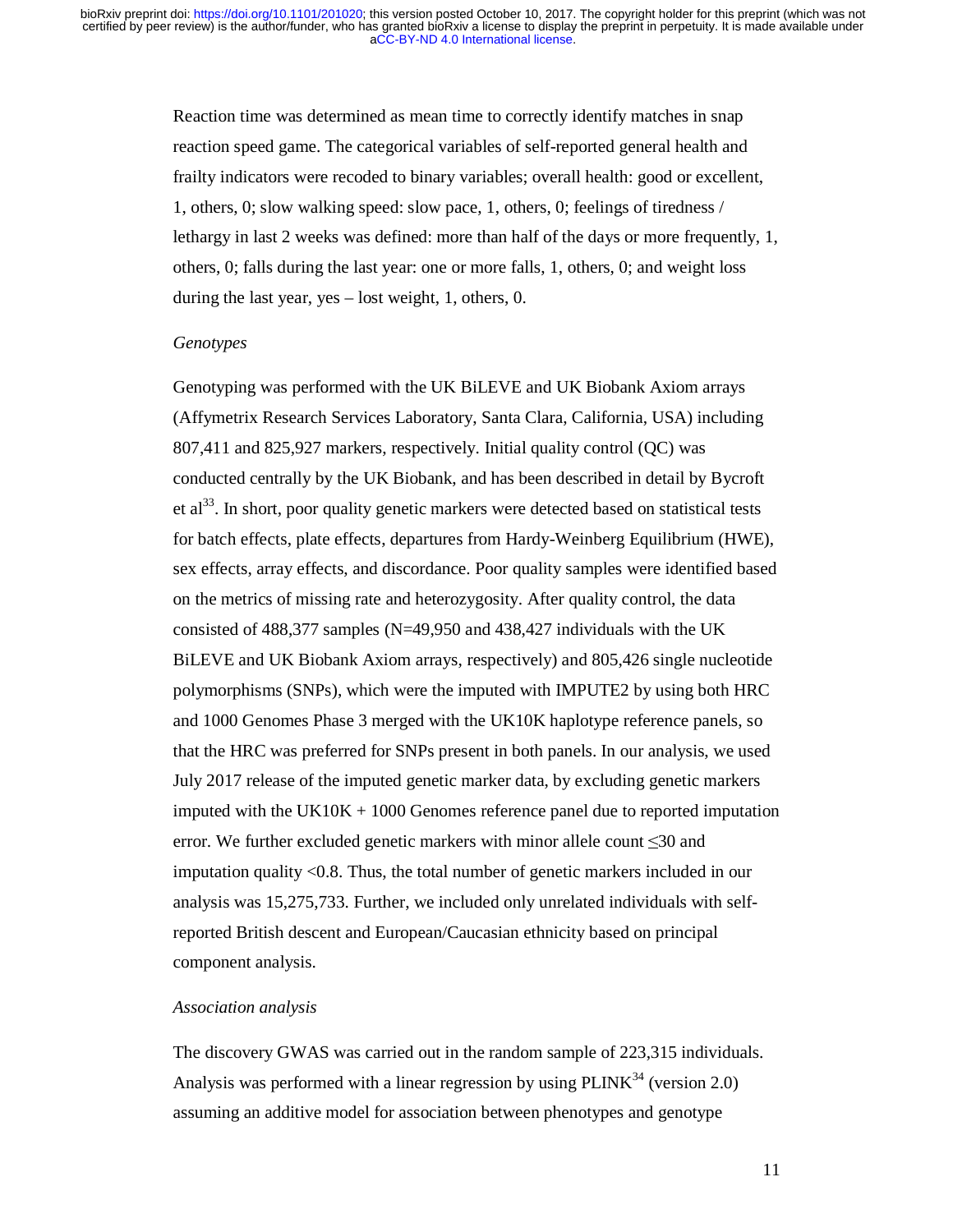Reaction time was determined as mean time to correctly identify matches in snap reaction speed game. The categorical variables of self-reported general health and frailty indicators were recoded to binary variables; overall health: good or excellent, 1, others, 0; slow walking speed: slow pace, 1, others, 0; feelings of tiredness / lethargy in last 2 weeks was defined: more than half of the days or more frequently, 1, others, 0; falls during the last year: one or more falls, 1, others, 0; and weight loss during the last year, yes – lost weight, 1, others, 0.

*Genotypes*

Genotyping was performed with the UK BiLEVE and UK Biobank Axiom arrays (Affymetrix Research Services Laboratory, Santa Clara, California, USA) including 807,411 and 825,927 markers, respectively. Initial quality control (QC) was conducted centrally by the UK Biobank, and has been described in detail by Bycroft et al[33]. In short, poor quality genetic markers were detected based on statistical tests for batch effects, plate effects, departures from Hardy-Weinberg Equilibrium (HWE), sex effects, array effects, and discordance. Poor quality samples were identified based on the metrics of missing rate and heterozygosity. After quality control, the data consisted of 488,377 samples (N=49,950 and 438,427 individuals with the UK BiLEVE and UK Biobank Axiom arrays, respectively) and 805,426 single nucleotide polymorphisms (SNPs), which were the imputed with IMPUTE2 by using both HRC and 1000 Genomes Phase 3 merged with the UK10K haplotype reference panels, so that the HRC was preferred for SNPs present in both panels. In our analysis, we used July 2017 release of the imputed genetic marker data, by excluding genetic markers imputed with the UK10K + 1000 Genomes reference panel due to reported imputation error. We further excluded genetic markers with minor allele count $\leq$30 and imputation quality <0.8. Thus, the total number of genetic markers included in our analysis was 15,275,733. Further, we included only unrelated individuals with self-reported British descent and European/Caucasian ethnicity based on principal component analysis.

*Association analysis*

The discovery GWAS was carried out in the random sample of 223,315 individuals. Analysis was performed with a linear regression by using PLINK[34] (version 2.0) assuming an additive model for association between phenotypes and genotype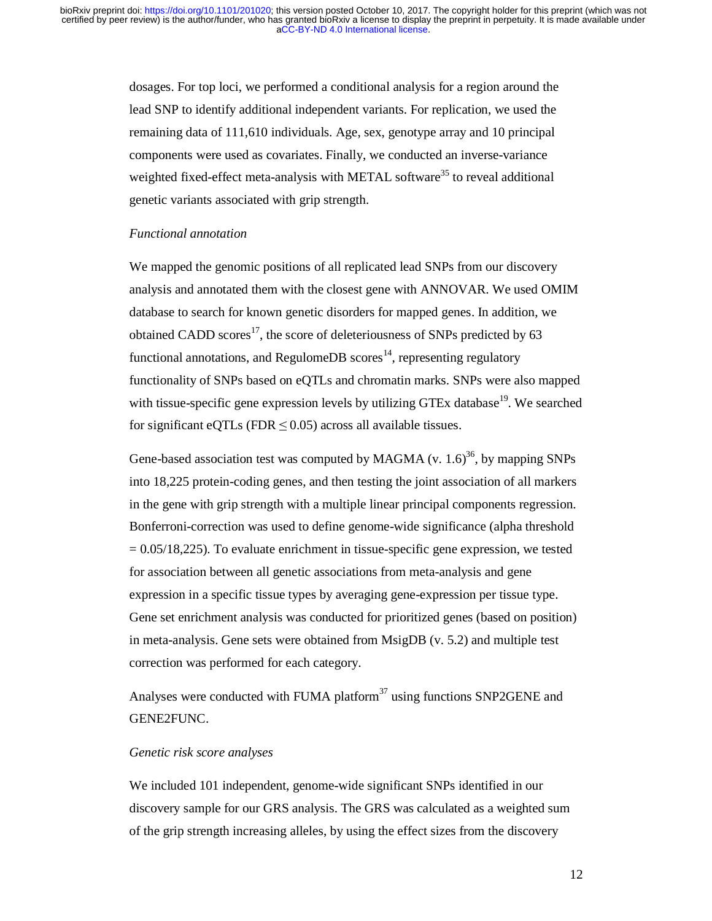dosages. For top loci, we performed a conditional analysis for a region around the lead SNP to identify additional independent variants. For replication, we used the remaining data of 111,610 individuals. Age, sex, genotype array and 10 principal components were used as covariates. Finally, we conducted an inverse-variance weighted fixed-effect meta-analysis with METAL software[35] to reveal additional genetic variants associated with grip strength.

*Functional annotation*

We mapped the genomic positions of all replicated lead SNPs from our discovery analysis and annotated them with the closest gene with ANNOVAR. We used OMIM database to search for known genetic disorders for mapped genes. In addition, we obtained CADD scores[17], the score of deleteriousness of SNPs predicted by 63 functional annotations, and RegulomeDB scores[14], representing regulatory functionality of SNPs based on eQTLs and chromatin marks. SNPs were also mapped with tissue-specific gene expression levels by utilizing GTEx database[19]. We searched for significant eQTLs (FDR $\leq 0.05$) across all available tissues.

Gene-based association test was computed by MAGMA (v. 1.6)[36], by mapping SNPs into 18,225 protein-coding genes, and then testing the joint association of all markers in the gene with grip strength with a multiple linear principal components regression. Bonferroni-correction was used to define genome-wide significance (alpha threshold = 0.05/18,225). To evaluate enrichment in tissue-specific gene expression, we tested for association between all genetic associations from meta-analysis and gene expression in a specific tissue types by averaging gene-expression per tissue type. Gene set enrichment analysis was conducted for prioritized genes (based on position) in meta-analysis. Gene sets were obtained from MsigDB (v. 5.2) and multiple test correction was performed for each category.

Analyses were conducted with FUMA platform[37] using functions SNP2GENE and GENE2FUNC.

*Genetic risk score analyses*

We included 101 independent, genome-wide significant SNPs identified in our discovery sample for our GRS analysis. The GRS was calculated as a weighted sum of the grip strength increasing alleles, by using the effect sizes from the discovery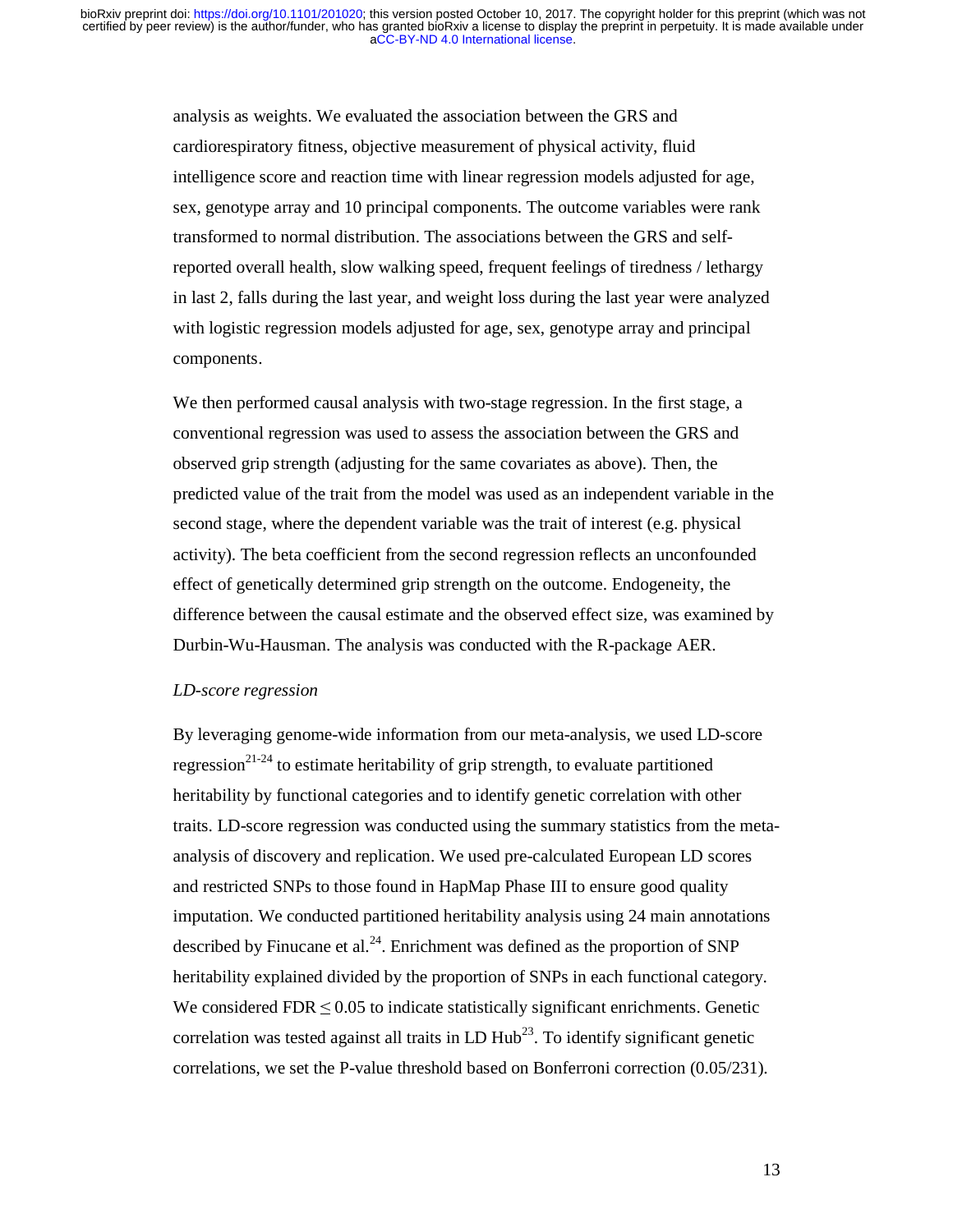analysis as weights. We evaluated the association between the GRS and cardiorespiratory fitness, objective measurement of physical activity, fluid intelligence score and reaction time with linear regression models adjusted for age, sex, genotype array and 10 principal components. The outcome variables were rank transformed to normal distribution. The associations between the GRS and self-reported overall health, slow walking speed, frequent feelings of tiredness / lethargy in last 2, falls during the last year, and weight loss during the last year were analyzed with logistic regression models adjusted for age, sex, genotype array and principal components.

We then performed causal analysis with two-stage regression. In the first stage, a conventional regression was used to assess the association between the GRS and observed grip strength (adjusting for the same covariates as above). Then, the predicted value of the trait from the model was used as an independent variable in the second stage, where the dependent variable was the trait of interest (e.g. physical activity). The beta coefficient from the second regression reflects an unconfounded effect of genetically determined grip strength on the outcome. Endogeneity, the difference between the causal estimate and the observed effect size, was examined by Durbin-Wu-Hausman. The analysis was conducted with the R-package AER.

*LD-score regression*

By leveraging genome-wide information from our meta-analysis, we used LD-score regression[21-24] to estimate heritability of grip strength, to evaluate partitioned heritability by functional categories and to identify genetic correlation with other traits. LD-score regression was conducted using the summary statistics from the meta-analysis of discovery and replication. We used pre-calculated European LD scores and restricted SNPs to those found in HapMap Phase III to ensure good quality imputation. We conducted partitioned heritability analysis using 24 main annotations described by Finucane et al.[24]. Enrichment was defined as the proportion of SNP heritability explained divided by the proportion of SNPs in each functional category. We considered FDR $\leq$ 0.05 to indicate statistically significant enrichments. Genetic correlation was tested against all traits in LD Hub[23]. To identify significant genetic correlations, we set the P-value threshold based on Bonferroni correction (0.05/231).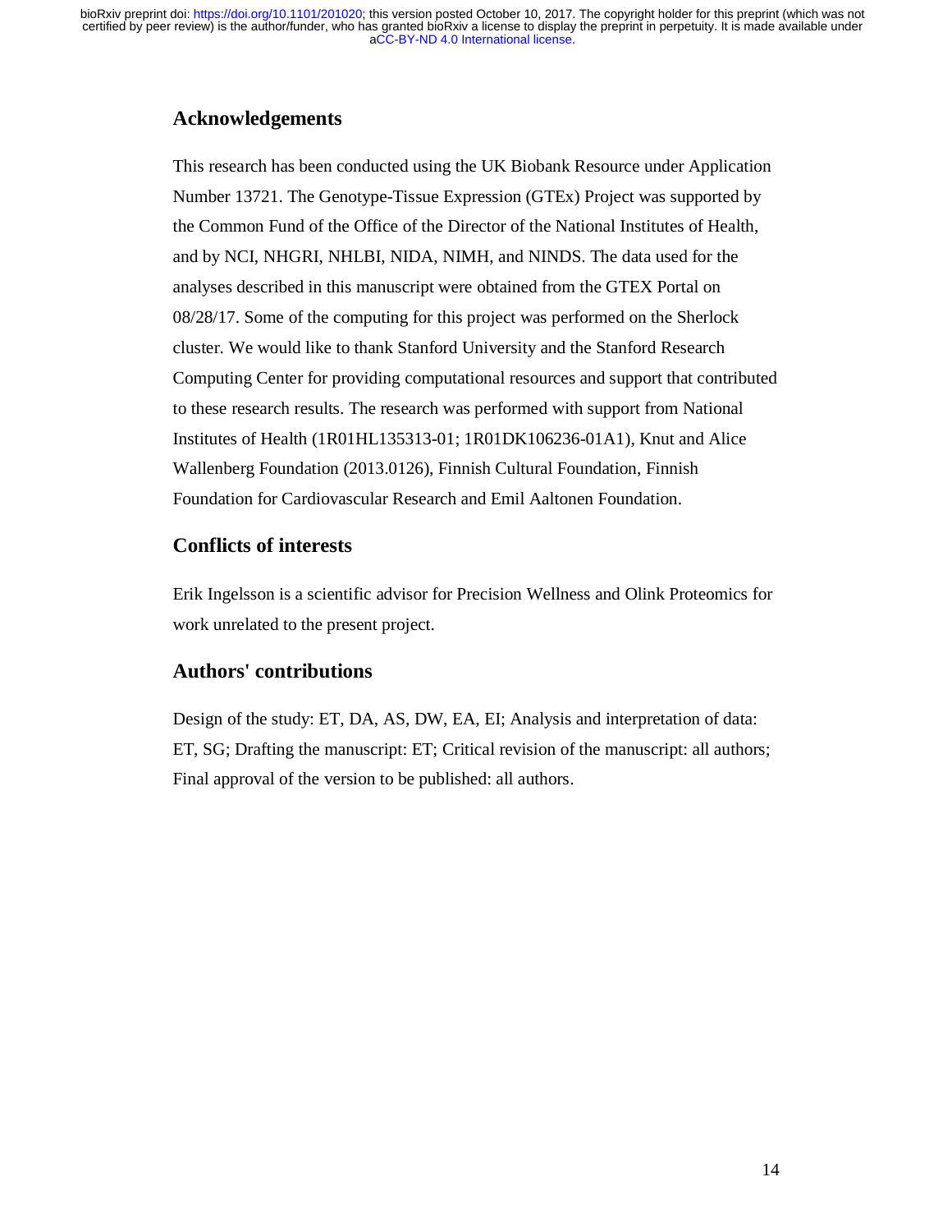## Acknowledgements

This research has been conducted using the UK Biobank Resource under Application Number 13721. The Genotype-Tissue Expression (GTEx) Project was supported by the Common Fund of the Office of the Director of the National Institutes of Health, and by NCI, NHGRI, NHLBI, NIDA, NIMH, and NINDS. The data used for the analyses described in this manuscript were obtained from the GTEX Portal on 08/28/17. Some of the computing for this project was performed on the Sherlock cluster. We would like to thank Stanford University and the Stanford Research Computing Center for providing computational resources and support that contributed to these research results. The research was performed with support from National Institutes of Health (1R01HL135313-01; 1R01DK106236-01A1), Knut and Alice Wallenberg Foundation (2013.0126), Finnish Cultural Foundation, Finnish Foundation for Cardiovascular Research and Emil Aaltonen Foundation.

## Conflicts of interests

Erik Ingelsson is a scientific advisor for Precision Wellness and Olink Proteomics for work unrelated to the present project.

## Authors' contributions

Design of the study: ET, DA, AS, DW, EA, EI; Analysis and interpretation of data: ET, SG; Drafting the manuscript: ET; Critical revision of the manuscript: all authors; Final approval of the version to be published: all authors.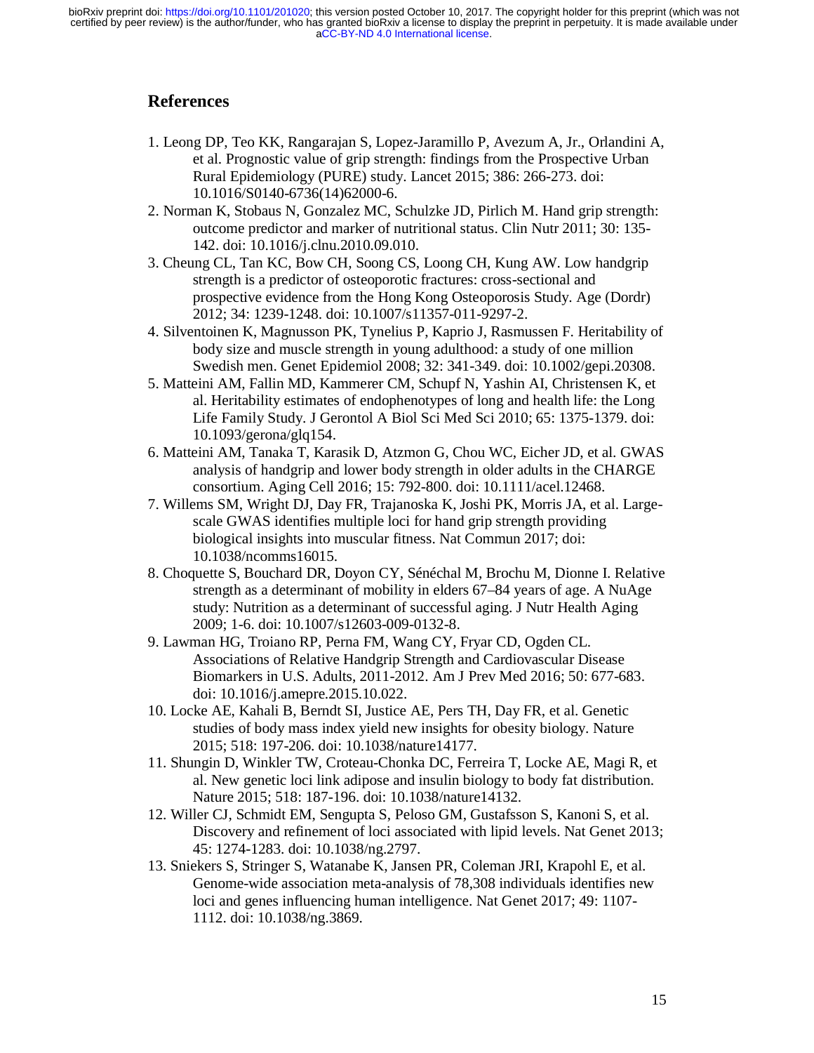## References

1. Leong DP, Teo KK, Rangarajan S, Lopez-Jaramillo P, Avezum A, Jr., Orlandini A, et al. Prognostic value of grip strength: findings from the Prospective Urban Rural Epidemiology (PURE) study. Lancet 2015; 386: 266-273. doi: 10.1016/S0140-6736(14)62000-6.
2. Norman K, Stobaus N, Gonzalez MC, Schulzke JD, Pirlich M. Hand grip strength: outcome predictor and marker of nutritional status. Clin Nutr 2011; 30: 135-142. doi: 10.1016/j.clnu.2010.09.010.
3. Cheung CL, Tan KC, Bow CH, Soong CS, Loong CH, Kung AW. Low handgrip strength is a predictor of osteoporotic fractures: cross-sectional and prospective evidence from the Hong Kong Osteoporosis Study. Age (Dordr) 2012; 34: 1239-1248. doi: 10.1007/s11357-011-9297-2.
4. Silventoinen K, Magnusson PK, Tynelius P, Kaprio J, Rasmussen F. Heritability of body size and muscle strength in young adulthood: a study of one million Swedish men. Genet Epidemiol 2008; 32: 341-349. doi: 10.1002/gepi.20308.
5. Matteini AM, Fallin MD, Kammerer CM, Schupf N, Yashin AI, Christensen K, et al. Heritability estimates of endophenotypes of long and health life: the Long Life Family Study. J Gerontol A Biol Sci Med Sci 2010; 65: 1375-1379. doi: 10.1093/gerona/glq154.
6. Matteini AM, Tanaka T, Karasik D, Atzmon G, Chou WC, Eicher JD, et al. GWAS analysis of handgrip and lower body strength in older adults in the CHARGE consortium. Aging Cell 2016; 15: 792-800. doi: 10.1111/acel.12468.
7. Willems SM, Wright DJ, Day FR, Trajanoska K, Joshi PK, Morris JA, et al. Large-scale GWAS identifies multiple loci for hand grip strength providing biological insights into muscular fitness. Nat Commun 2017; doi: 10.1038/ncomms16015.
8. Choquette S, Bouchard DR, Doyon CY, Sénéchal M, Brochu M, Dionne I. Relative strength as a determinant of mobility in elders 67–84 years of age. A NuAge study: Nutrition as a determinant of successful aging. J Nutr Health Aging 2009; 1-6. doi: 10.1007/s12603-009-0132-8.
9. Lawman HG, Troiano RP, Perna FM, Wang CY, Fryar CD, Ogden CL. Associations of Relative Handgrip Strength and Cardiovascular Disease Biomarkers in U.S. Adults, 2011-2012. Am J Prev Med 2016; 50: 677-683. doi: 10.1016/j.amepre.2015.10.022.
10. Locke AE, Kahali B, Berndt SI, Justice AE, Pers TH, Day FR, et al. Genetic studies of body mass index yield new insights for obesity biology. Nature 2015; 518: 197-206. doi: 10.1038/nature14177.
11. Shungin D, Winkler TW, Croteau-Chonka DC, Ferreira T, Locke AE, Magi R, et al. New genetic loci link adipose and insulin biology to body fat distribution. Nature 2015; 518: 187-196. doi: 10.1038/nature14132.
12. Willer CJ, Schmidt EM, Sengupta S, Peloso GM, Gustafsson S, Kanoni S, et al. Discovery and refinement of loci associated with lipid levels. Nat Genet 2013; 45: 1274-1283. doi: 10.1038/ng.2797.
13. Sniekers S, Stringer S, Watanabe K, Jansen PR, Coleman JRI, Krapohl E, et al. Genome-wide association meta-analysis of 78,308 individuals identifies new loci and genes influencing human intelligence. Nat Genet 2017; 49: 1107-1112. doi: 10.1038/ng.3869.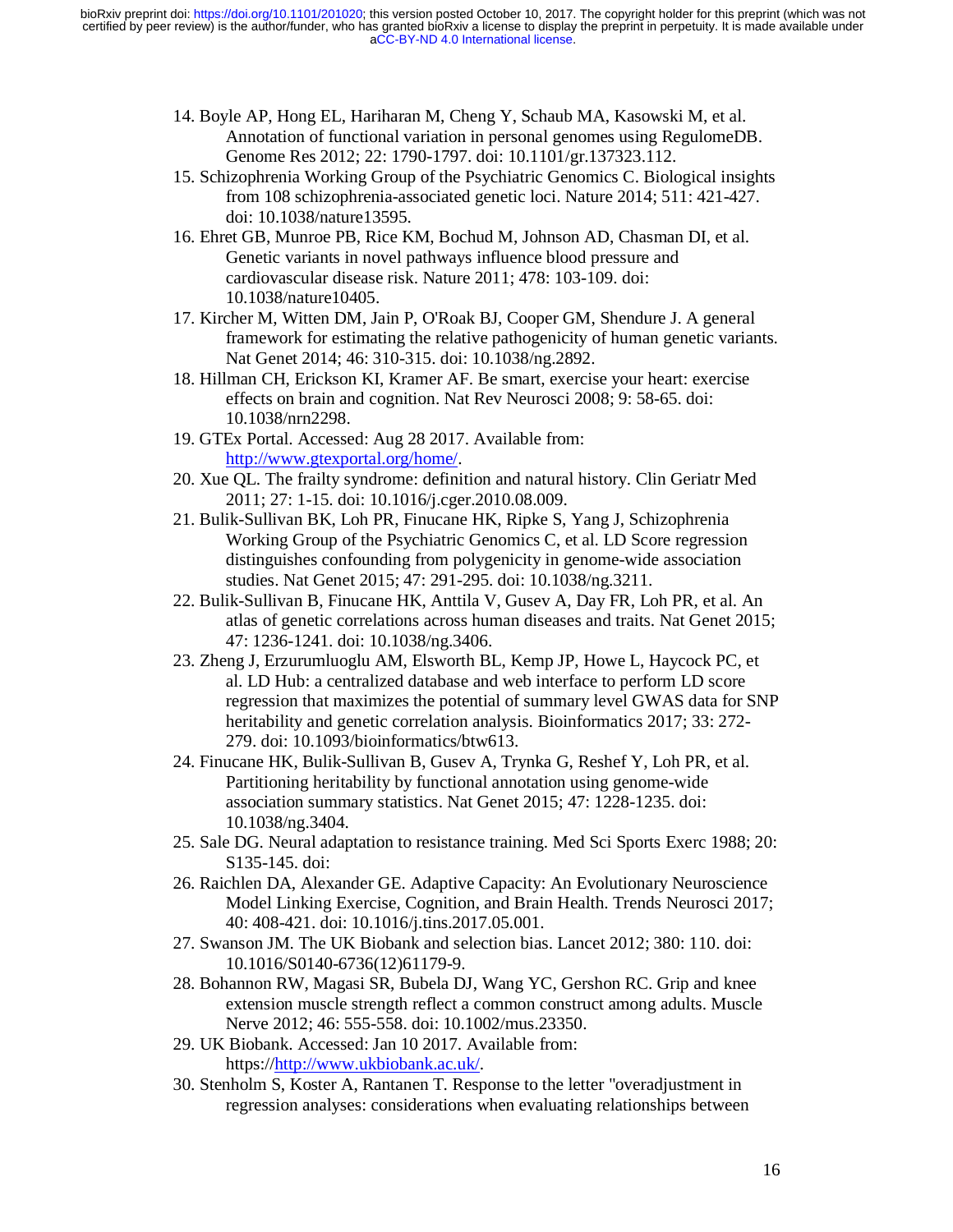14. Boyle AP, Hong EL, Hariharan M, Cheng Y, Schaub MA, Kasowski M, et al. Annotation of functional variation in personal genomes using RegulomeDB. Genome Res 2012; 22: 1790-1797. doi: 10.1101/gr.137323.112.
15. Schizophrenia Working Group of the Psychiatric Genomics C. Biological insights from 108 schizophrenia-associated genetic loci. Nature 2014; 511: 421-427. doi: 10.1038/nature13595.
16. Ehret GB, Munroe PB, Rice KM, Bochud M, Johnson AD, Chasman DI, et al. Genetic variants in novel pathways influence blood pressure and cardiovascular disease risk. Nature 2011; 478: 103-109. doi: 10.1038/nature10405.
17. Kircher M, Witten DM, Jain P, O'Roak BJ, Cooper GM, Shendure J. A general framework for estimating the relative pathogenicity of human genetic variants. Nat Genet 2014; 46: 310-315. doi: 10.1038/ng.2892.
18. Hillman CH, Erickson KI, Kramer AF. Be smart, exercise your heart: exercise effects on brain and cognition. Nat Rev Neurosci 2008; 9: 58-65. doi: 10.1038/nrn2298.
19. GTEx Portal. Accessed: Aug 28 2017. Available from: http://www.gtexportal.org/home/.
20. Xue QL. The frailty syndrome: definition and natural history. Clin Geriatr Med 2011; 27: 1-15. doi: 10.1016/j.cger.2010.08.009.
21. Bulik-Sullivan BK, Loh PR, Finucane HK, Ripke S, Yang J, Schizophrenia Working Group of the Psychiatric Genomics C, et al. LD Score regression distinguishes confounding from polygenicity in genome-wide association studies. Nat Genet 2015; 47: 291-295. doi: 10.1038/ng.3211.
22. Bulik-Sullivan B, Finucane HK, Anttila V, Gusev A, Day FR, Loh PR, et al. An atlas of genetic correlations across human diseases and traits. Nat Genet 2015; 47: 1236-1241. doi: 10.1038/ng.3406.
23. Zheng J, Erzurumluoglu AM, Elsworth BL, Kemp JP, Howe L, Haycock PC, et al. LD Hub: a centralized database and web interface to perform LD score regression that maximizes the potential of summary level GWAS data for SNP heritability and genetic correlation analysis. Bioinformatics 2017; 33: 272-279. doi: 10.1093/bioinformatics/btw613.
24. Finucane HK, Bulik-Sullivan B, Gusev A, Trynka G, Reshef Y, Loh PR, et al. Partitioning heritability by functional annotation using genome-wide association summary statistics. Nat Genet 2015; 47: 1228-1235. doi: 10.1038/ng.3404.
25. Sale DG. Neural adaptation to resistance training. Med Sci Sports Exerc 1988; 20: S135-145. doi:
26. Raichlen DA, Alexander GE. Adaptive Capacity: An Evolutionary Neuroscience Model Linking Exercise, Cognition, and Brain Health. Trends Neurosci 2017; 40: 408-421. doi: 10.1016/j.tins.2017.05.001.
27. Swanson JM. The UK Biobank and selection bias. Lancet 2012; 380: 110. doi: 10.1016/S0140-6736(12)61179-9.
28. Bohannon RW, Magasi SR, Bubela DJ, Wang YC, Gershon RC. Grip and knee extension muscle strength reflect a common construct among adults. Muscle Nerve 2012; 46: 555-558. doi: 10.1002/mus.23350.
29. UK Biobank. Accessed: Jan 10 2017. Available from: https://http://www.ukbiobank.ac.uk/.
30. Stenholm S, Koster A, Rantanen T. Response to the letter "overadjustment in regression analyses: considerations when evaluating relationships between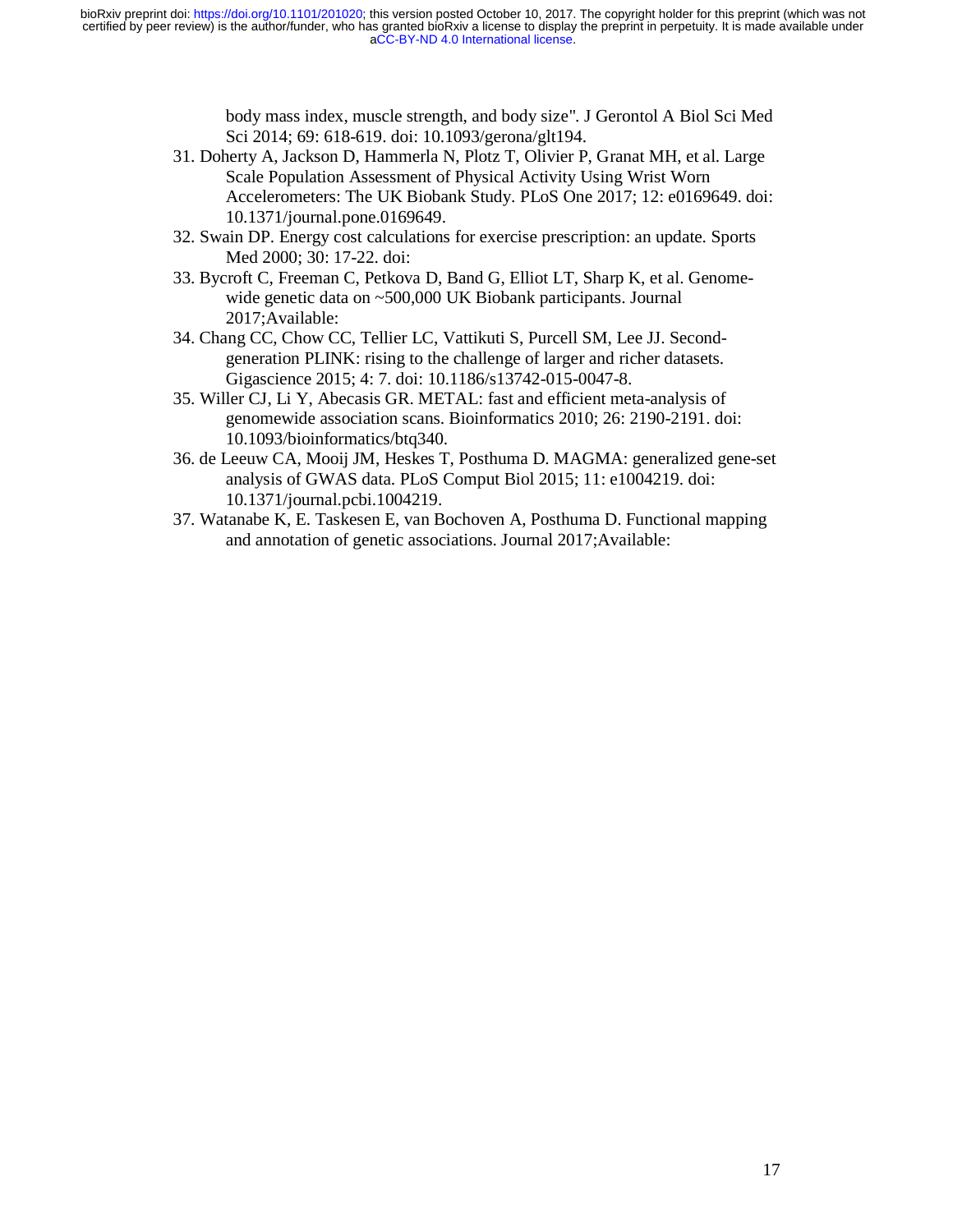body mass index, muscle strength, and body size". J Gerontol A Biol Sci Med Sci 2014; 69: 618-619. doi: 10.1093/gerona/glt194.

31. Doherty A, Jackson D, Hammerla N, Plotz T, Olivier P, Granat MH, et al. Large Scale Population Assessment of Physical Activity Using Wrist Worn Accelerometers: The UK Biobank Study. PLoS One 2017; 12: e0169649. doi: 10.1371/journal.pone.0169649.
32. Swain DP. Energy cost calculations for exercise prescription: an update. Sports Med 2000; 30: 17-22. doi:
33. Bycroft C, Freeman C, Petkova D, Band G, Elliot LT, Sharp K, et al. Genome-wide genetic data on ~500,000 UK Biobank participants. Journal 2017;Available:
34. Chang CC, Chow CC, Tellier LC, Vattikuti S, Purcell SM, Lee JJ. Second-generation PLINK: rising to the challenge of larger and richer datasets. Gigascience 2015; 4: 7. doi: 10.1186/s13742-015-0047-8.
35. Willer CJ, Li Y, Abecasis GR. METAL: fast and efficient meta-analysis of genomewide association scans. Bioinformatics 2010; 26: 2190-2191. doi: 10.1093/bioinformatics/btq340.
36. de Leeuw CA, Mooij JM, Heskes T, Posthuma D. MAGMA: generalized gene-set analysis of GWAS data. PLoS Comput Biol 2015; 11: e1004219. doi: 10.1371/journal.pcbi.1004219.
37. Watanabe K, E. Taskesen E, van Bochoven A, Posthuma D. Functional mapping and annotation of genetic associations. Journal 2017;Available: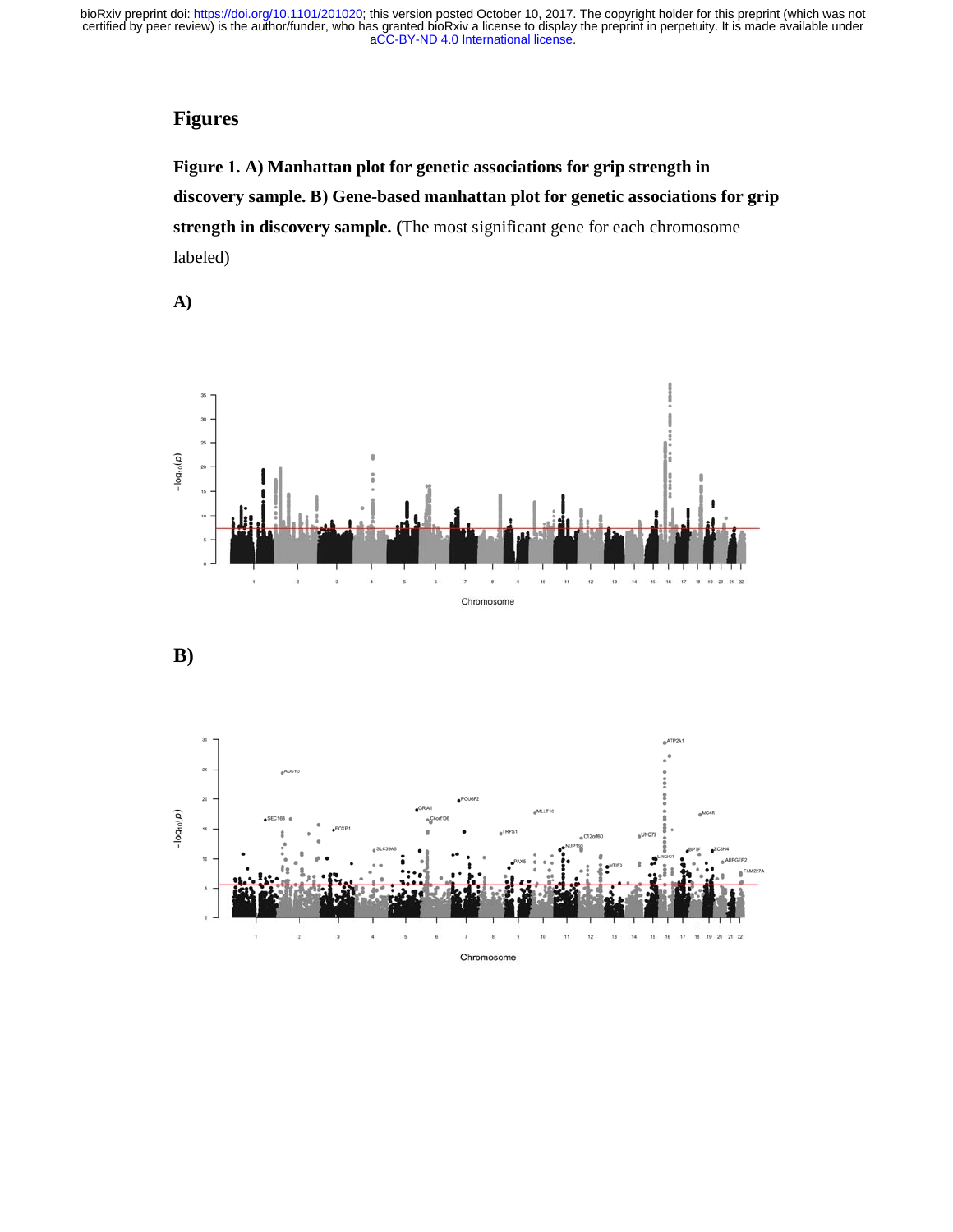# Figures

**Figure 1. A) Manhattan plot for genetic associations for grip strength in discovery sample. B) Gene-based manhattan plot for genetic associations for grip strength in discovery sample. (**The most significant gene for each chromosome labeled)

**A)**

35
30
25
20
15
10
5
0

$-\log_{10}(p)$

1 2 3 4 5 6 7 8 9 10 11 12 13 14 15 16 17 18 19 20 21 22

Chromosome

**B)**

30
25
20
15
10
5
0

$-\log_{10}(p)$

ATP2A1
ADCY3
POU6F2
GRIA1
MLLT10
MC4R
SEC16B
C6orf106
FOXP1
TRPS1
C12orf60
UNC79
SLC39A8
NUP160
LINGO1
BPTF
ZC3H4
PAX5
MTIF3
ARFGEF2
FAM227A

1 2 3 4 5 6 7 8 9 10 11 12 13 14 15 16 17 18 19 20 21 22

Chromosome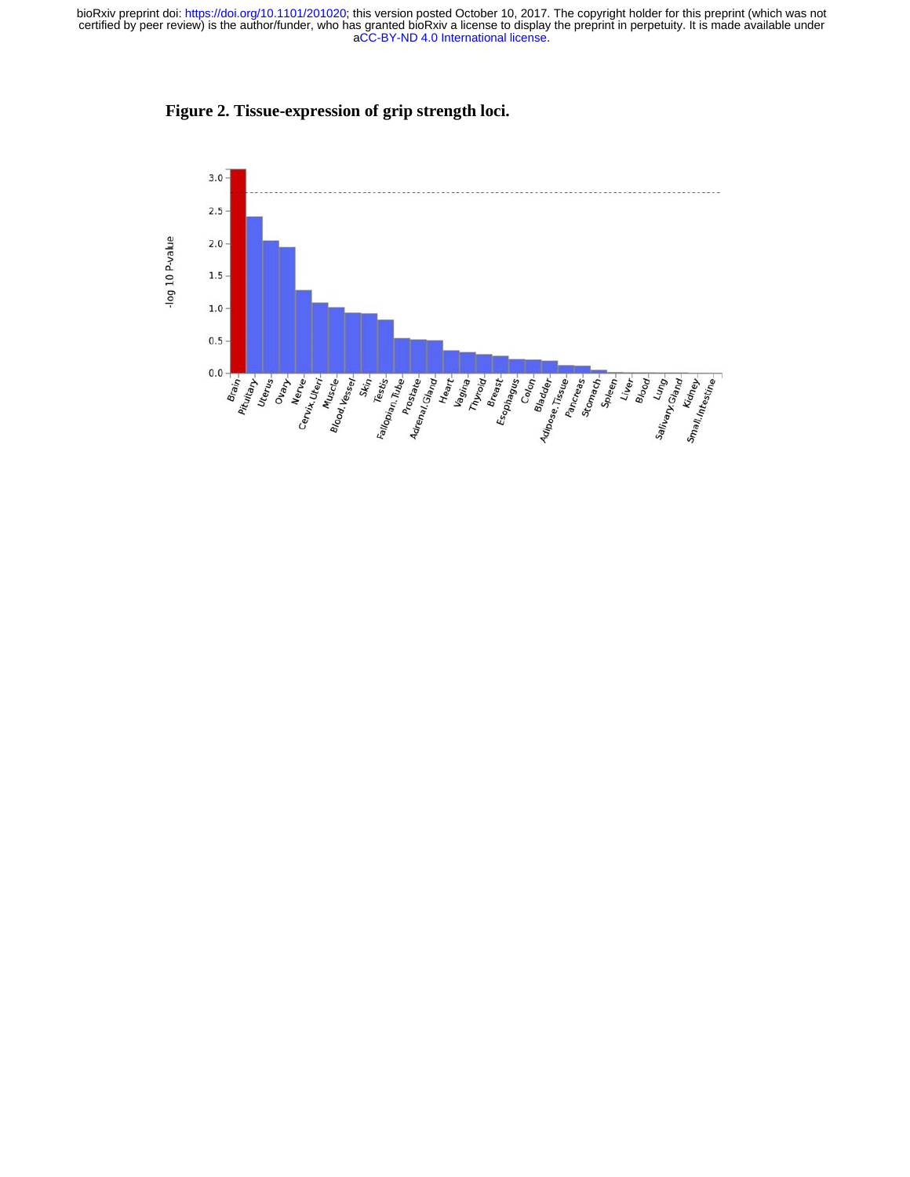**Figure 2. Tissue-expression of grip strength loci.**

-log 10 P-value

3.0
2.5
2.0
1.5
1.0
0.5
0.0

Brain
Pituitary
Uterus
Ovary
Nerve
Cervix.Uteri
Muscle
Blood.Vessel
Skin
Testis
Fallopian.Tube
Prostate
Adrenal.Gland
Heart
Vagina
Thyroid
Breast
Esophagus
Colon
Bladder
Adipose.Tissue
Pancreas
Stomach
Spleen
Liver
Blood
Lung
Salivary.Gland
Kidney
Small.Intestine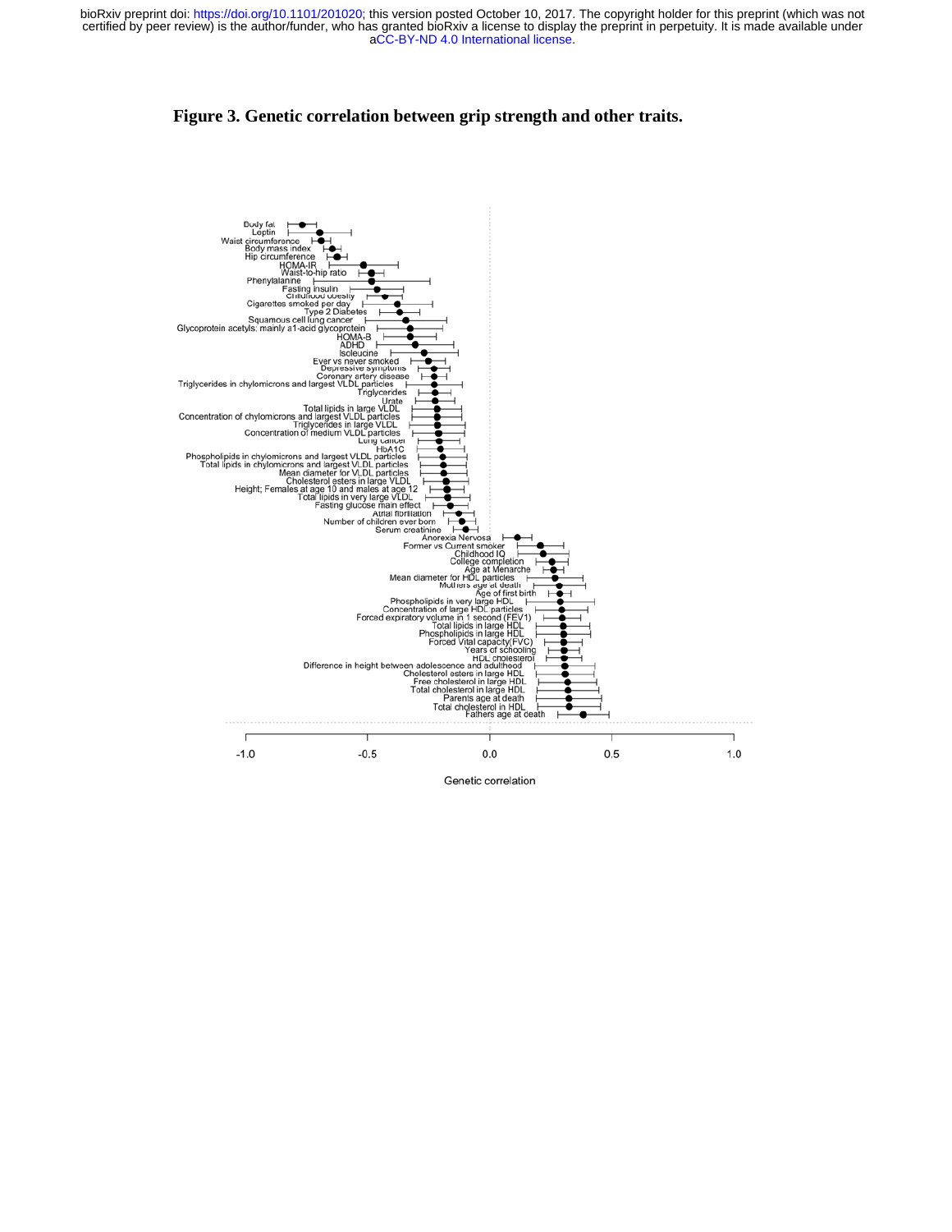**Figure 3. Genetic correlation between grip strength and other traits.**

Body fat
Leptin
Waist circumference
Body mass index
Hip circumference
HOMA-IR
Waist-to-hip ratio
Phenylalanine
Fasting insulin
Childhood obesity
Cigarettes smoked per day
Type 2 Diabetes
Squamous cell lung cancer
Glycoprotein acetyls: mainly a1-acid glycoprotein
HOMA-B
ADHD
Isoleucine
Ever vs never smoked
Depressive symptoms
Coronary artery disease
Triglycerides in chylomicrons and largest VLDL particles
Triglycerides
Urate
Total lipids in large VLDL
Concentration of chylomicrons and largest VLDL particles
Triglycerides in large VLDL
Concentration of medium VLDL particles
Lung cancer
HbA1C
Phospholipids in chylomicrons and largest VLDL particles
Total lipids in chylomicrons and largest VLDL particles
Mean diameter for VLDL particles
Cholesterol esters in large VLDL
Height; Females at age 10 and males at age 12
Total lipids in very large VLDL
Fasting glucose main effect
Atrial fibrillation
Number of children ever born
Serum creatinine
Anorexia Nervosa
Former vs Current smoker
Childhood IQ
College completion
Age at Menarche
Mean diameter for HDL particles
Mothers age at death
Age of first birth
Phospholipids in very large HDL
Concentration of large HDL particles
Forced expiratory volume in 1 second (FEV1)
Total lipids in large HDL
Phospholipids in large HDL
Forced Vital capacity(FVC)
Years of schooling
HDL cholesterol
Difference in height between adolescence and adulthood
Cholesterol esters in large HDL
Free cholesterol in large HDL
Total cholesterol in large HDL
Parents age at death
Total cholesterol in HDL
Fathers age at death

-1.0
-0.5
0.0
0.5
1.0

Genetic correlation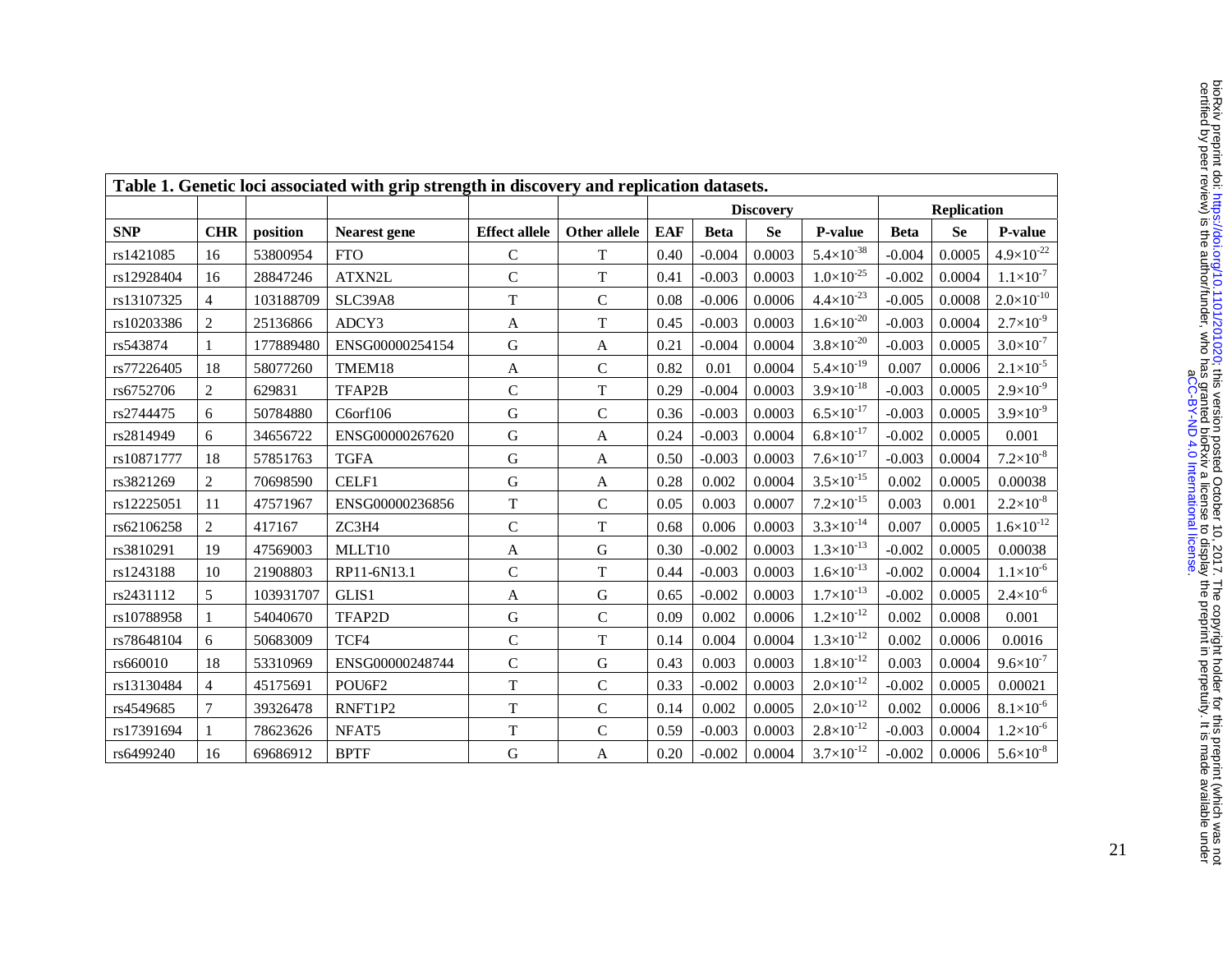**Table 1. Genetic loci associated with grip strength in discovery and replication datasets.**

| | | | | | | Discovery | | | | Replication | | |
|---|---|---|---|---|---|---|---|---|---|---|---|---|
| **SNP** | **CHR** | **position** | **Nearest gene** | **Effect allele** | **Other allele** | **EAF** | **Beta** | **Se** | **P-value** | **Beta** | **Se** | **P-value** |
| rs1421085 | 16 | 53800954 | FTO | C | T | 0.40 | -0.004 | 0.0003 | $5.4\times10^{-38}$ | -0.004 | 0.0005 | $4.9\times10^{-22}$ |
| rs12928404 | 16 | 28847246 | ATXN2L | C | T | 0.41 | -0.003 | 0.0003 | $1.0\times10^{-25}$ | -0.002 | 0.0004 | $1.1\times10^{-7}$ |
| rs13107325 | 4 | 103188709 | SLC39A8 | T | C | 0.08 | -0.006 | 0.0006 | $4.4\times10^{-23}$ | -0.005 | 0.0008 | $2.0\times10^{-10}$ |
| rs10203386 | 2 | 25136866 | ADCY3 | A | T | 0.45 | -0.003 | 0.0003 | $1.6\times10^{-20}$ | -0.003 | 0.0004 | $2.7\times10^{-9}$ |
| rs543874 | 1 | 177889480 | ENSG00000254154 | G | A | 0.21 | -0.004 | 0.0004 | $3.8\times10^{-20}$ | -0.003 | 0.0005 | $3.0\times10^{-7}$ |
| rs77226405 | 18 | 58077260 | TMEM18 | A | C | 0.82 | 0.01 | 0.0004 | $5.4\times10^{-19}$ | 0.007 | 0.0006 | $2.1\times10^{-5}$ |
| rs6752706 | 2 | 629831 | TFAP2B | C | T | 0.29 | -0.004 | 0.0003 | $3.9\times10^{-18}$ | -0.003 | 0.0005 | $2.9\times10^{-9}$ |
| rs2744475 | 6 | 50784880 | C6orf106 | G | C | 0.36 | -0.003 | 0.0003 | $6.5\times10^{-17}$ | -0.003 | 0.0005 | $3.9\times10^{-9}$ |
| rs2814949 | 6 | 34656722 | ENSG00000267620 | G | A | 0.24 | -0.003 | 0.0004 | $6.8\times10^{-17}$ | -0.002 | 0.0005 | 0.001 |
| rs10871777 | 18 | 57851763 | TGFA | G | A | 0.50 | -0.003 | 0.0003 | $7.6\times10^{-17}$ | -0.003 | 0.0004 | $7.2\times10^{-8}$ |
| rs3821269 | 2 | 70698590 | CELF1 | G | A | 0.28 | 0.002 | 0.0004 | $3.5\times10^{-15}$ | 0.002 | 0.0005 | 0.00038 |
| rs12225051 | 11 | 47571967 | ENSG00000236856 | T | C | 0.05 | 0.003 | 0.0007 | $7.2\times10^{-15}$ | 0.003 | 0.001 | $2.2\times10^{-8}$ |
| rs62106258 | 2 | 417167 | ZC3H4 | C | T | 0.68 | 0.006 | 0.0003 | $3.3\times10^{-14}$ | 0.007 | 0.0005 | $1.6\times10^{-12}$ |
| rs3810291 | 19 | 47569003 | MLLT10 | A | G | 0.30 | -0.002 | 0.0003 | $1.3\times10^{-13}$ | -0.002 | 0.0005 | 0.00038 |
| rs1243188 | 10 | 21908803 | RP11-6N13.1 | C | T | 0.44 | -0.003 | 0.0003 | $1.6\times10^{-13}$ | -0.002 | 0.0004 | $1.1\times10^{-6}$ |
| rs2431112 | 5 | 103931707 | GLIS1 | A | G | 0.65 | -0.002 | 0.0003 | $1.7\times10^{-13}$ | -0.002 | 0.0005 | $2.4\times10^{-6}$ |
| rs10788958 | 1 | 54040670 | TFAP2D | G | C | 0.09 | 0.002 | 0.0006 | $1.2\times10^{-12}$ | 0.002 | 0.0008 | 0.001 |
| rs78648104 | 6 | 50683009 | TCF4 | C | T | 0.14 | 0.004 | 0.0004 | $1.3\times10^{-12}$ | 0.002 | 0.0006 | 0.0016 |
| rs660010 | 18 | 53310969 | ENSG00000248744 | C | G | 0.43 | 0.003 | 0.0003 | $1.8\times10^{-12}$ | 0.003 | 0.0004 | $9.6\times10^{-7}$ |
| rs13130484 | 4 | 45175691 | POU6F2 | T | C | 0.33 | -0.002 | 0.0003 | $2.0\times10^{-12}$ | -0.002 | 0.0005 | 0.00021 |
| rs4549685 | 7 | 39326478 | RNFT1P2 | T | C | 0.14 | 0.002 | 0.0005 | $2.0\times10^{-12}$ | 0.002 | 0.0006 | $8.1\times10^{-6}$ |
| rs17391694 | 1 | 78623626 | NFAT5 | T | C | 0.59 | -0.003 | 0.0003 | $2.8\times10^{-12}$ | -0.003 | 0.0004 | $1.2\times10^{-6}$ |
| rs6499240 | 16 | 69686912 | BPTF | G | A | 0.20 | -0.002 | 0.0004 | $3.7\times10^{-12}$ | -0.002 | 0.0006 | $5.6\times10^{-8}$ |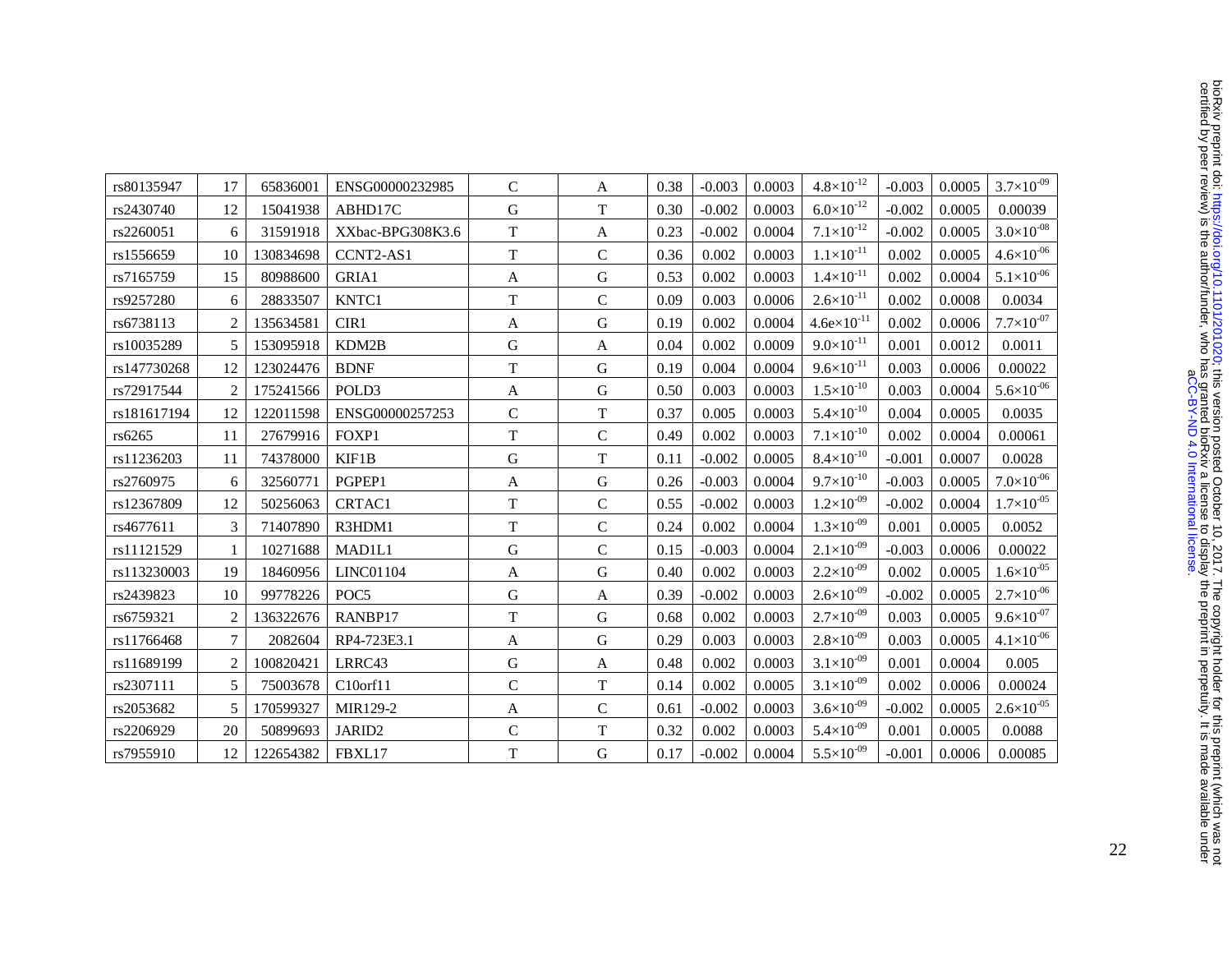| | | | | | | | | | | | | |
|---|---|---|---|---|---|---|---|---|---|---|---|---|
| rs80135947 | 17 | 65836001 | ENSG00000232985 | C | A | 0.38 | -0.003 | 0.0003 | $4.8\times10^{-12}$ | -0.003 | 0.0005 | $3.7\times10^{-09}$ |
| rs2430740 | 12 | 15041938 | ABHD17C | G | T | 0.30 | -0.002 | 0.0003 | $6.0\times10^{-12}$ | -0.002 | 0.0005 | 0.00039 |
| rs2260051 | 6 | 31591918 | XXbac-BPG308K3.6 | T | A | 0.23 | -0.002 | 0.0004 | $7.1\times10^{-12}$ | -0.002 | 0.0005 | $3.0\times10^{-08}$ |
| rs1556659 | 10 | 130834698 | CCNT2-AS1 | T | C | 0.36 | 0.002 | 0.0003 | $1.1\times10^{-11}$ | 0.002 | 0.0005 | $4.6\times10^{-06}$ |
| rs7165759 | 15 | 80988600 | GRIA1 | A | G | 0.53 | 0.002 | 0.0003 | $1.4\times10^{-11}$ | 0.002 | 0.0004 | $5.1\times10^{-06}$ |
| rs9257280 | 6 | 28833507 | KNTC1 | T | C | 0.09 | 0.003 | 0.0006 | $2.6\times10^{-11}$ | 0.002 | 0.0008 | 0.0034 |
| rs6738113 | 2 | 135634581 | CIR1 | A | G | 0.19 | 0.002 | 0.0004 | $4.6\text{e}\times10^{-11}$ | 0.002 | 0.0006 | $7.7\times10^{-07}$ |
| rs10035289 | 5 | 153095918 | KDM2B | G | A | 0.04 | 0.002 | 0.0009 | $9.0\times10^{-11}$ | 0.001 | 0.0012 | 0.0011 |
| rs147730268 | 12 | 123024476 | BDNF | T | G | 0.19 | 0.004 | 0.0004 | $9.6\times10^{-11}$ | 0.003 | 0.0006 | 0.00022 |
| rs72917544 | 2 | 175241566 | POLD3 | A | G | 0.50 | 0.003 | 0.0003 | $1.5\times10^{-10}$ | 0.003 | 0.0004 | $5.6\times10^{-06}$ |
| rs181617194 | 12 | 122011598 | ENSG00000257253 | C | T | 0.37 | 0.005 | 0.0003 | $5.4\times10^{-10}$ | 0.004 | 0.0005 | 0.0035 |
| rs6265 | 11 | 27679916 | FOXP1 | T | C | 0.49 | 0.002 | 0.0003 | $7.1\times10^{-10}$ | 0.002 | 0.0004 | 0.00061 |
| rs11236203 | 11 | 74378000 | KIF1B | G | T | 0.11 | -0.002 | 0.0005 | $8.4\times10^{-10}$ | -0.001 | 0.0007 | 0.0028 |
| rs2760975 | 6 | 32560771 | PGPEP1 | A | G | 0.26 | -0.003 | 0.0004 | $9.7\times10^{-10}$ | -0.003 | 0.0005 | $7.0\times10^{-06}$ |
| rs12367809 | 12 | 50256063 | CRTAC1 | T | C | 0.55 | -0.002 | 0.0003 | $1.2\times10^{-09}$ | -0.002 | 0.0004 | $1.7\times10^{-05}$ |
| rs4677611 | 3 | 71407890 | R3HDM1 | T | C | 0.24 | 0.002 | 0.0004 | $1.3\times10^{-09}$ | 0.001 | 0.0005 | 0.0052 |
| rs11121529 | 1 | 10271688 | MAD1L1 | G | C | 0.15 | -0.003 | 0.0004 | $2.1\times10^{-09}$ | -0.003 | 0.0006 | 0.00022 |
| rs113230003 | 19 | 18460956 | LINC01104 | A | G | 0.40 | 0.002 | 0.0003 | $2.2\times10^{-09}$ | 0.002 | 0.0005 | $1.6\times10^{-05}$ |
| rs2439823 | 10 | 99778226 | POC5 | G | A | 0.39 | -0.002 | 0.0003 | $2.6\times10^{-09}$ | -0.002 | 0.0005 | $2.7\times10^{-06}$ |
| rs6759321 | 2 | 136322676 | RANBP17 | T | G | 0.68 | 0.002 | 0.0003 | $2.7\times10^{-09}$ | 0.003 | 0.0005 | $9.6\times10^{-07}$ |
| rs11766468 | 7 | 2082604 | RP4-723E3.1 | A | G | 0.29 | 0.003 | 0.0003 | $2.8\times10^{-09}$ | 0.003 | 0.0005 | $4.1\times10^{-06}$ |
| rs11689199 | 2 | 100820421 | LRRC43 | G | A | 0.48 | 0.002 | 0.0003 | $3.1\times10^{-09}$ | 0.001 | 0.0004 | 0.005 |
| rs2307111 | 5 | 75003678 | C10orf11 | C | T | 0.14 | 0.002 | 0.0005 | $3.1\times10^{-09}$ | 0.002 | 0.0006 | 0.00024 |
| rs2053682 | 5 | 170599327 | MIR129-2 | A | C | 0.61 | -0.002 | 0.0003 | $3.6\times10^{-09}$ | -0.002 | 0.0005 | $2.6\times10^{-05}$ |
| rs2206929 | 20 | 50899693 | JARID2 | C | T | 0.32 | 0.002 | 0.0003 | $5.4\times10^{-09}$ | 0.001 | 0.0005 | 0.0088 |
| rs7955910 | 12 | 122654382 | FBXL17 | T | G | 0.17 | -0.002 | 0.0004 | $5.5\times10^{-09}$ | -0.001 | 0.0006 | 0.00085 |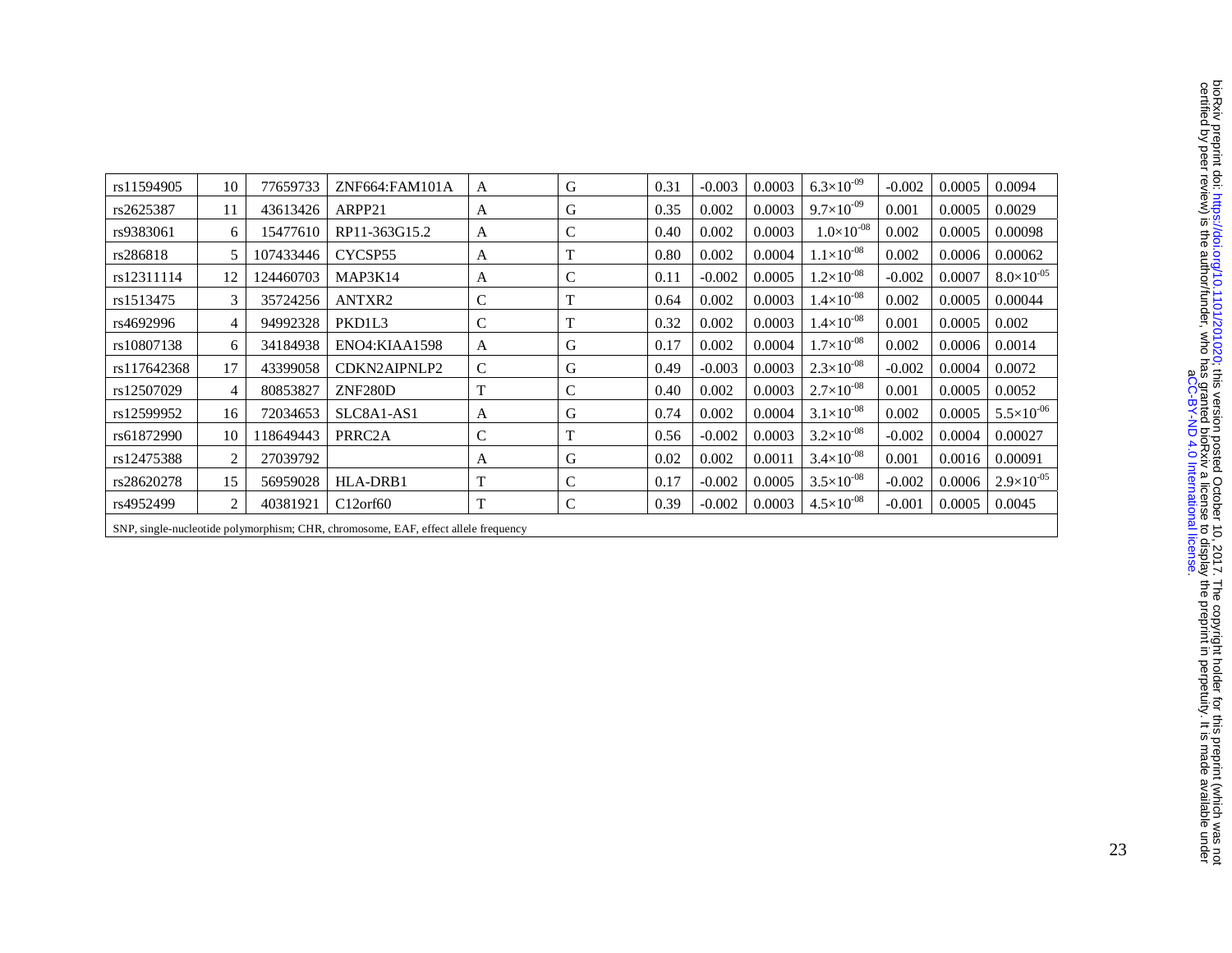| | | | | | | | | | | | | |
|---|---|---|---|---|---|---|---|---|---|---|---|---|
| rs11594905 | 10 | 77659733 | ZNF664:FAM101A | A | G | 0.31 | -0.003 | 0.0003 | $6.3\times10^{-09}$ | -0.002 | 0.0005 | 0.0094 |
| rs2625387 | 11 | 43613426 | ARPP21 | A | G | 0.35 | 0.002 | 0.0003 | $9.7\times10^{-09}$ | 0.001 | 0.0005 | 0.0029 |
| rs9383061 | 6 | 15477610 | RP11-363G15.2 | A | C | 0.40 | 0.002 | 0.0003 | $1.0\times10^{-08}$ | 0.002 | 0.0005 | 0.00098 |
| rs286818 | 5 | 107433446 | CYCSP55 | A | T | 0.80 | 0.002 | 0.0004 | $1.1\times10^{-08}$ | 0.002 | 0.0006 | 0.00062 |
| rs12311114 | 12 | 124460703 | MAP3K14 | A | C | 0.11 | -0.002 | 0.0005 | $1.2\times10^{-08}$ | -0.002 | 0.0007 | $8.0\times10^{-05}$ |
| rs1513475 | 3 | 35724256 | ANTXR2 | C | T | 0.64 | 0.002 | 0.0003 | $1.4\times10^{-08}$ | 0.002 | 0.0005 | 0.00044 |
| rs4692996 | 4 | 94992328 | PKD1L3 | C | T | 0.32 | 0.002 | 0.0003 | $1.4\times10^{-08}$ | 0.001 | 0.0005 | 0.002 |
| rs10807138 | 6 | 34184938 | ENO4:KIAA1598 | A | G | 0.17 | 0.002 | 0.0004 | $1.7\times10^{-08}$ | 0.002 | 0.0006 | 0.0014 |
| rs117642368 | 17 | 43399058 | CDKN2AIPNLP2 | C | G | 0.49 | -0.003 | 0.0003 | $2.3\times10^{-08}$ | -0.002 | 0.0004 | 0.0072 |
| rs12507029 | 4 | 80853827 | ZNF280D | T | C | 0.40 | 0.002 | 0.0003 | $2.7\times10^{-08}$ | 0.001 | 0.0005 | 0.0052 |
| rs12599952 | 16 | 72034653 | SLC8A1-AS1 | A | G | 0.74 | 0.002 | 0.0004 | $3.1\times10^{-08}$ | 0.002 | 0.0005 | $5.5\times10^{-06}$ |
| rs61872990 | 10 | 118649443 | PRRC2A | C | T | 0.56 | -0.002 | 0.0003 | $3.2\times10^{-08}$ | -0.002 | 0.0004 | 0.00027 |
| rs12475388 | 2 | 27039792 | | A | G | 0.02 | 0.002 | 0.0011 | $3.4\times10^{-08}$ | 0.001 | 0.0016 | 0.00091 |
| rs28620278 | 15 | 56959028 | HLA-DRB1 | T | C | 0.17 | -0.002 | 0.0005 | $3.5\times10^{-08}$ | -0.002 | 0.0006 | $2.9\times10^{-05}$ |
| rs4952499 | 2 | 40381921 | C12orf60 | T | C | 0.39 | -0.002 | 0.0003 | $4.5\times10^{-08}$ | -0.001 | 0.0005 | 0.0045 |

SNP, single-nucleotide polymorphism; CHR, chromosome, EAF, effect allele frequency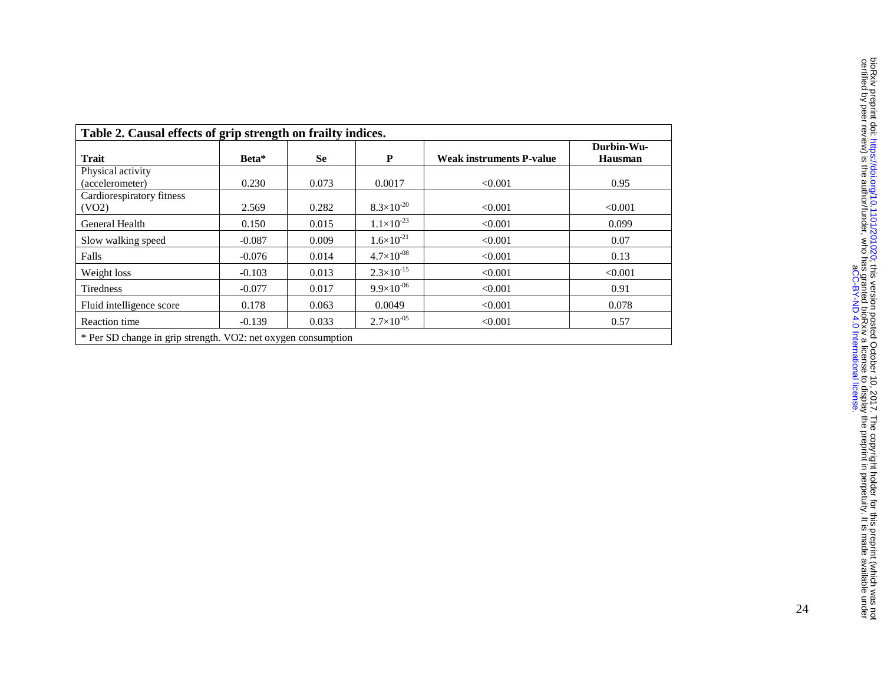**Table 2. Causal effects of grip strength on frailty indices.**

| Trait | Beta* | Se | P | Weak instruments P-value | Durbin-Wu-Hausman |
|---|---|---|---|---|---|
| Physical activity (accelerometer) | 0.230 | 0.073 | 0.0017 | <0.001 | 0.95 |
| Cardiorespiratory fitness (VO2) | 2.569 | 0.282 | $8.3\times10^{-20}$ | <0.001 | <0.001 |
| General Health | 0.150 | 0.015 | $1.1\times10^{-23}$ | <0.001 | 0.099 |
| Slow walking speed | -0.087 | 0.009 | $1.6\times10^{-21}$ | <0.001 | 0.07 |
| Falls | -0.076 | 0.014 | $4.7\times10^{-08}$ | <0.001 | 0.13 |
| Weight loss | -0.103 | 0.013 | $2.3\times10^{-15}$ | <0.001 | <0.001 |
| Tiredness | -0.077 | 0.017 | $9.9\times10^{-06}$ | <0.001 | 0.91 |
| Fluid intelligence score | 0.178 | 0.063 | 0.0049 | <0.001 | 0.078 |
| Reaction time | -0.139 | 0.033 | $2.7\times10^{-05}$ | <0.001 | 0.57 |

\* Per SD change in grip strength. VO2: net oxygen consumption